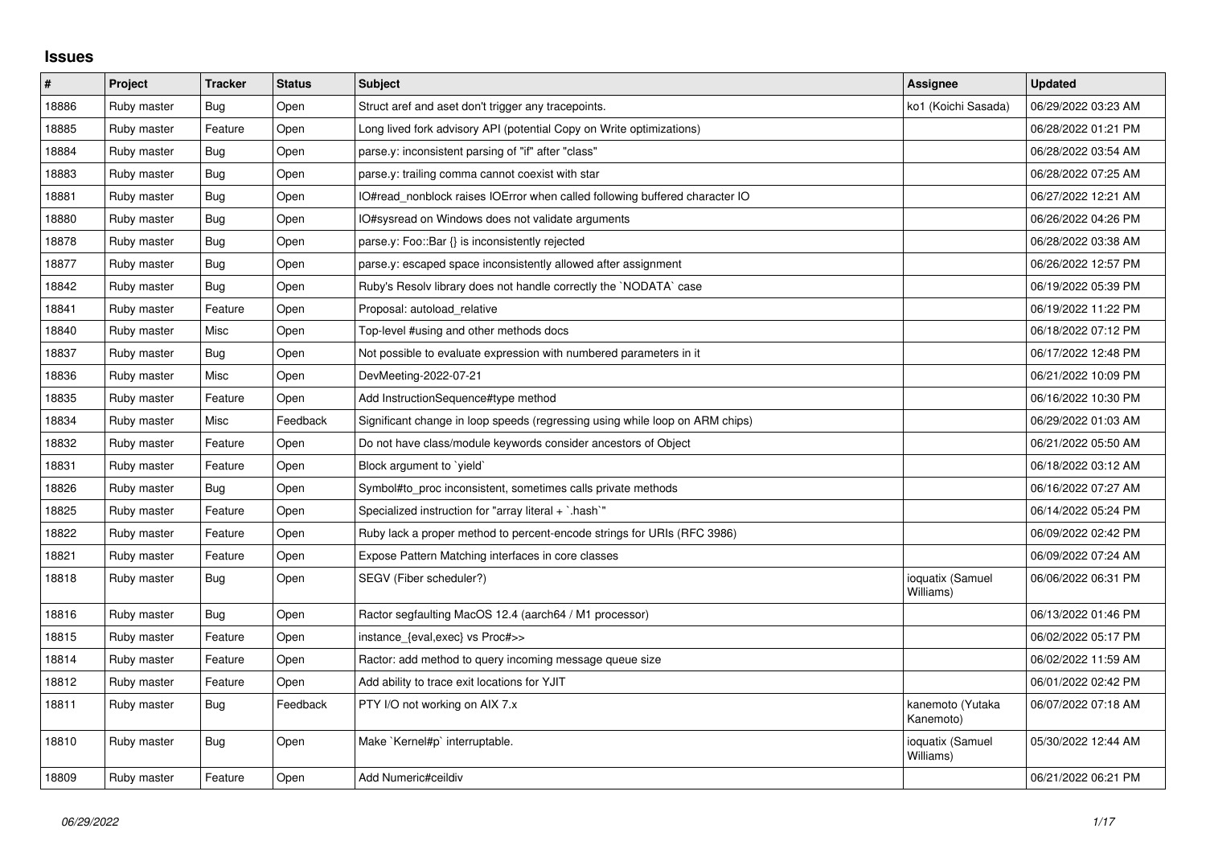# Issues

| # | Project | Tracker | Status | Subject | Assignee | Updated |
|---|---|---|---|---|---|---|
| 18886 | Ruby master | Bug | Open | Struct aref and aset don't trigger any tracepoints. | ko1 (Koichi Sasada) | 06/29/2022 03:23 AM |
| 18885 | Ruby master | Feature | Open | Long lived fork advisory API (potential Copy on Write optimizations) | | 06/28/2022 01:21 PM |
| 18884 | Ruby master | Bug | Open | parse.y: inconsistent parsing of "if" after "class" | | 06/28/2022 03:54 AM |
| 18883 | Ruby master | Bug | Open | parse.y: trailing comma cannot coexist with star | | 06/28/2022 07:25 AM |
| 18881 | Ruby master | Bug | Open | IO#read_nonblock raises IOError when called following buffered character IO | | 06/27/2022 12:21 AM |
| 18880 | Ruby master | Bug | Open | IO#sysread on Windows does not validate arguments | | 06/26/2022 04:26 PM |
| 18878 | Ruby master | Bug | Open | parse.y: Foo::Bar {} is inconsistently rejected | | 06/28/2022 03:38 AM |
| 18877 | Ruby master | Bug | Open | parse.y: escaped space inconsistently allowed after assignment | | 06/26/2022 12:57 PM |
| 18842 | Ruby master | Bug | Open | Ruby's Resolv library does not handle correctly the `NODATA` case | | 06/19/2022 05:39 PM |
| 18841 | Ruby master | Feature | Open | Proposal: autoload_relative | | 06/19/2022 11:22 PM |
| 18840 | Ruby master | Misc | Open | Top-level #using and other methods docs | | 06/18/2022 07:12 PM |
| 18837 | Ruby master | Bug | Open | Not possible to evaluate expression with numbered parameters in it | | 06/17/2022 12:48 PM |
| 18836 | Ruby master | Misc | Open | DevMeeting-2022-07-21 | | 06/21/2022 10:09 PM |
| 18835 | Ruby master | Feature | Open | Add InstructionSequence#type method | | 06/16/2022 10:30 PM |
| 18834 | Ruby master | Misc | Feedback | Significant change in loop speeds (regressing using while loop on ARM chips) | | 06/29/2022 01:03 AM |
| 18832 | Ruby master | Feature | Open | Do not have class/module keywords consider ancestors of Object | | 06/21/2022 05:50 AM |
| 18831 | Ruby master | Feature | Open | Block argument to `yield` | | 06/18/2022 03:12 AM |
| 18826 | Ruby master | Bug | Open | Symbol#to_proc inconsistent, sometimes calls private methods | | 06/16/2022 07:27 AM |
| 18825 | Ruby master | Feature | Open | Specialized instruction for "array literal + `.hash`" | | 06/14/2022 05:24 PM |
| 18822 | Ruby master | Feature | Open | Ruby lack a proper method to percent-encode strings for URIs (RFC 3986) | | 06/09/2022 02:42 PM |
| 18821 | Ruby master | Feature | Open | Expose Pattern Matching interfaces in core classes | | 06/09/2022 07:24 AM |
| 18818 | Ruby master | Bug | Open | SEGV (Fiber scheduler?) | ioquatix (Samuel Williams) | 06/06/2022 06:31 PM |
| 18816 | Ruby master | Bug | Open | Ractor segfaulting MacOS 12.4 (aarch64 / M1 processor) | | 06/13/2022 01:46 PM |
| 18815 | Ruby master | Feature | Open | instance_{eval,exec} vs Proc#>> | | 06/02/2022 05:17 PM |
| 18814 | Ruby master | Feature | Open | Ractor: add method to query incoming message queue size | | 06/02/2022 11:59 AM |
| 18812 | Ruby master | Feature | Open | Add ability to trace exit locations for YJIT | | 06/01/2022 02:42 PM |
| 18811 | Ruby master | Bug | Feedback | PTY I/O not working on AIX 7.x | kanemoto (Yutaka Kanemoto) | 06/07/2022 07:18 AM |
| 18810 | Ruby master | Bug | Open | Make `Kernel#p` interruptable. | ioquatix (Samuel Williams) | 05/30/2022 12:44 AM |
| 18809 | Ruby master | Feature | Open | Add Numeric#ceildiv | | 06/21/2022 06:21 PM |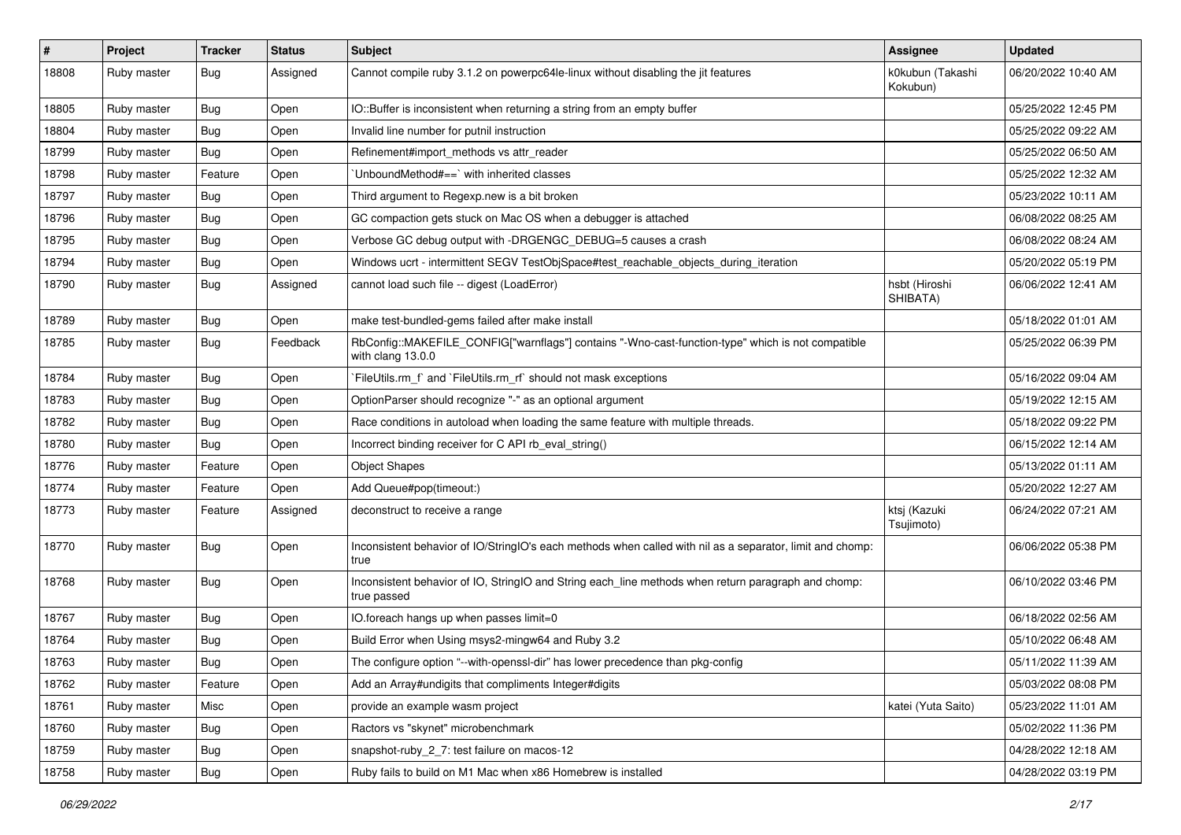| # | Project | Tracker | Status | Subject | Assignee | Updated |
|---|---|---|---|---|---|---|
| 18808 | Ruby master | Bug | Assigned | Cannot compile ruby 3.1.2 on powerpc64le-linux without disabling the jit features | k0kubun (Takashi Kokubun) | 06/20/2022 10:40 AM |
| 18805 | Ruby master | Bug | Open | IO::Buffer is inconsistent when returning a string from an empty buffer | | 05/25/2022 12:45 PM |
| 18804 | Ruby master | Bug | Open | Invalid line number for putnil instruction | | 05/25/2022 09:22 AM |
| 18799 | Ruby master | Bug | Open | Refinement#import_methods vs attr_reader | | 05/25/2022 06:50 AM |
| 18798 | Ruby master | Feature | Open | `UnboundMethod#==` with inherited classes | | 05/25/2022 12:32 AM |
| 18797 | Ruby master | Bug | Open | Third argument to Regexp.new is a bit broken | | 05/23/2022 10:11 AM |
| 18796 | Ruby master | Bug | Open | GC compaction gets stuck on Mac OS when a debugger is attached | | 06/08/2022 08:25 AM |
| 18795 | Ruby master | Bug | Open | Verbose GC debug output with -DRGENGC_DEBUG=5 causes a crash | | 06/08/2022 08:24 AM |
| 18794 | Ruby master | Bug | Open | Windows ucrt - intermittent SEGV TestObjSpace#test_reachable_objects_during_iteration | | 05/20/2022 05:19 PM |
| 18790 | Ruby master | Bug | Assigned | cannot load such file -- digest (LoadError) | hsbt (Hiroshi SHIBATA) | 06/06/2022 12:41 AM |
| 18789 | Ruby master | Bug | Open | make test-bundled-gems failed after make install | | 05/18/2022 01:01 AM |
| 18785 | Ruby master | Bug | Feedback | RbConfig::MAKEFILE_CONFIG["warnflags"] contains "-Wno-cast-function-type" which is not compatible with clang 13.0.0 | | 05/25/2022 06:39 PM |
| 18784 | Ruby master | Bug | Open | `FileUtils.rm_f` and `FileUtils.rm_rf` should not mask exceptions | | 05/16/2022 09:04 AM |
| 18783 | Ruby master | Bug | Open | OptionParser should recognize "-" as an optional argument | | 05/19/2022 12:15 AM |
| 18782 | Ruby master | Bug | Open | Race conditions in autoload when loading the same feature with multiple threads. | | 05/18/2022 09:22 PM |
| 18780 | Ruby master | Bug | Open | Incorrect binding receiver for C API rb_eval_string() | | 06/15/2022 12:14 AM |
| 18776 | Ruby master | Feature | Open | Object Shapes | | 05/13/2022 01:11 AM |
| 18774 | Ruby master | Feature | Open | Add Queue#pop(timeout:) | | 05/20/2022 12:27 AM |
| 18773 | Ruby master | Feature | Assigned | deconstruct to receive a range | ktsj (Kazuki Tsujimoto) | 06/24/2022 07:21 AM |
| 18770 | Ruby master | Bug | Open | Inconsistent behavior of IO/StringIO's each methods when called with nil as a separator, limit and chomp: true | | 06/06/2022 05:38 PM |
| 18768 | Ruby master | Bug | Open | Inconsistent behavior of IO, StringIO and String each_line methods when return paragraph and chomp: true passed | | 06/10/2022 03:46 PM |
| 18767 | Ruby master | Bug | Open | IO.foreach hangs up when passes limit=0 | | 06/18/2022 02:56 AM |
| 18764 | Ruby master | Bug | Open | Build Error when Using msys2-mingw64 and Ruby 3.2 | | 05/10/2022 06:48 AM |
| 18763 | Ruby master | Bug | Open | The configure option "--with-openssl-dir" has lower precedence than pkg-config | | 05/11/2022 11:39 AM |
| 18762 | Ruby master | Feature | Open | Add an Array#undigits that compliments Integer#digits | | 05/03/2022 08:08 PM |
| 18761 | Ruby master | Misc | Open | provide an example wasm project | katei (Yuta Saito) | 05/23/2022 11:01 AM |
| 18760 | Ruby master | Bug | Open | Ractors vs "skynet" microbenchmark | | 05/02/2022 11:36 PM |
| 18759 | Ruby master | Bug | Open | snapshot-ruby_2_7: test failure on macos-12 | | 04/28/2022 12:18 AM |
| 18758 | Ruby master | Bug | Open | Ruby fails to build on M1 Mac when x86 Homebrew is installed | | 04/28/2022 03:19 PM |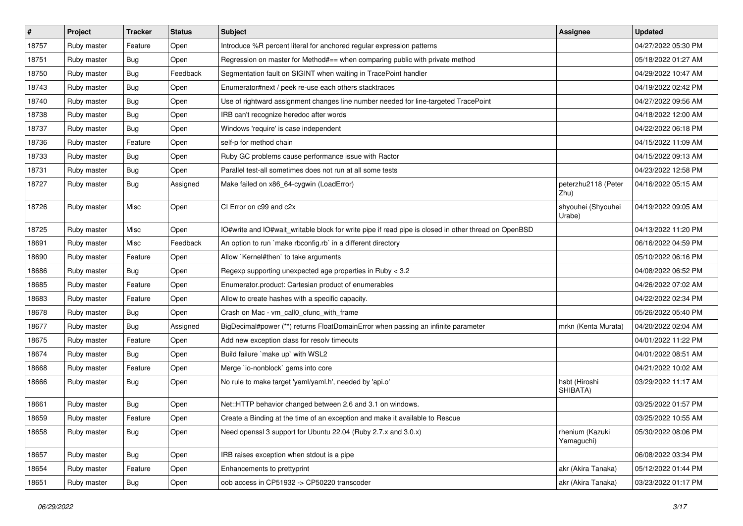| # | Project | Tracker | Status | Subject | Assignee | Updated |
|---|---|---|---|---|---|---|
| 18757 | Ruby master | Feature | Open | Introduce %R percent literal for anchored regular expression patterns | | 04/27/2022 05:30 PM |
| 18751 | Ruby master | Bug | Open | Regression on master for Method#== when comparing public with private method | | 05/18/2022 01:27 AM |
| 18750 | Ruby master | Bug | Feedback | Segmentation fault on SIGINT when waiting in TracePoint handler | | 04/29/2022 10:47 AM |
| 18743 | Ruby master | Bug | Open | Enumerator#next / peek re-use each others stacktraces | | 04/19/2022 02:42 PM |
| 18740 | Ruby master | Bug | Open | Use of rightward assignment changes line number needed for line-targeted TracePoint | | 04/27/2022 09:56 AM |
| 18738 | Ruby master | Bug | Open | IRB can't recognize heredoc after words | | 04/18/2022 12:00 AM |
| 18737 | Ruby master | Bug | Open | Windows 'require' is case independent | | 04/22/2022 06:18 PM |
| 18736 | Ruby master | Feature | Open | self-p for method chain | | 04/15/2022 11:09 AM |
| 18733 | Ruby master | Bug | Open | Ruby GC problems cause performance issue with Ractor | | 04/15/2022 09:13 AM |
| 18731 | Ruby master | Bug | Open | Parallel test-all sometimes does not run at all some tests | | 04/23/2022 12:58 PM |
| 18727 | Ruby master | Bug | Assigned | Make failed on x86_64-cygwin (LoadError) | peterzhu2118 (Peter Zhu) | 04/16/2022 05:15 AM |
| 18726 | Ruby master | Misc | Open | CI Error on c99 and c2x | shyouhei (Shyouhei Urabe) | 04/19/2022 09:05 AM |
| 18725 | Ruby master | Misc | Open | IO#write and IO#wait_writable block for write pipe if read pipe is closed in other thread on OpenBSD | | 04/13/2022 11:20 PM |
| 18691 | Ruby master | Misc | Feedback | An option to run `make rbconfig.rb` in a different directory | | 06/16/2022 04:59 PM |
| 18690 | Ruby master | Feature | Open | Allow `Kernel#then` to take arguments | | 05/10/2022 06:16 PM |
| 18686 | Ruby master | Bug | Open | Regexp supporting unexpected age properties in Ruby < 3.2 | | 04/08/2022 06:52 PM |
| 18685 | Ruby master | Feature | Open | Enumerator.product: Cartesian product of enumerables | | 04/26/2022 07:02 AM |
| 18683 | Ruby master | Feature | Open | Allow to create hashes with a specific capacity. | | 04/22/2022 02:34 PM |
| 18678 | Ruby master | Bug | Open | Crash on Mac - vm_call0_cfunc_with_frame | | 05/26/2022 05:40 PM |
| 18677 | Ruby master | Bug | Assigned | BigDecimal#power (**) returns FloatDomainError when passing an infinite parameter | mrkn (Kenta Murata) | 04/20/2022 02:04 AM |
| 18675 | Ruby master | Feature | Open | Add new exception class for resolv timeouts | | 04/01/2022 11:22 PM |
| 18674 | Ruby master | Bug | Open | Build failure `make up` with WSL2 | | 04/01/2022 08:51 AM |
| 18668 | Ruby master | Feature | Open | Merge `io-nonblock` gems into core | | 04/21/2022 10:02 AM |
| 18666 | Ruby master | Bug | Open | No rule to make target 'yaml/yaml.h', needed by 'api.o' | hsbt (Hiroshi SHIBATA) | 03/29/2022 11:17 AM |
| 18661 | Ruby master | Bug | Open | Net::HTTP behavior changed between 2.6 and 3.1 on windows. | | 03/25/2022 01:57 PM |
| 18659 | Ruby master | Feature | Open | Create a Binding at the time of an exception and make it available to Rescue | | 03/25/2022 10:55 AM |
| 18658 | Ruby master | Bug | Open | Need openssl 3 support for Ubuntu 22.04 (Ruby 2.7.x and 3.0.x) | rhenium (Kazuki Yamaguchi) | 05/30/2022 08:06 PM |
| 18657 | Ruby master | Bug | Open | IRB raises exception when stdout is a pipe | | 06/08/2022 03:34 PM |
| 18654 | Ruby master | Feature | Open | Enhancements to prettyprint | akr (Akira Tanaka) | 05/12/2022 01:44 PM |
| 18651 | Ruby master | Bug | Open | oob access in CP51932 -> CP50220 transcoder | akr (Akira Tanaka) | 03/23/2022 01:17 PM |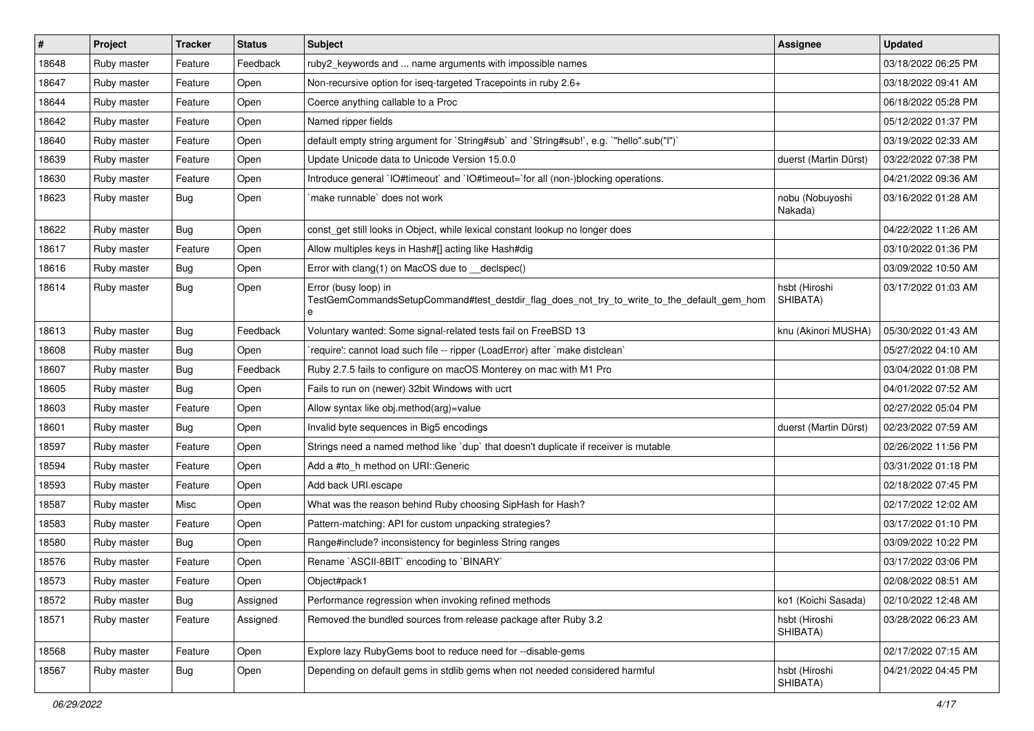| # | Project | Tracker | Status | Subject | Assignee | Updated |
|---|---|---|---|---|---|---|
| 18648 | Ruby master | Feature | Feedback | ruby2_keywords and ... name arguments with impossible names | | 03/18/2022 06:25 PM |
| 18647 | Ruby master | Feature | Open | Non-recursive option for iseq-targeted Tracepoints in ruby 2.6+ | | 03/18/2022 09:41 AM |
| 18644 | Ruby master | Feature | Open | Coerce anything callable to a Proc | | 06/18/2022 05:28 PM |
| 18642 | Ruby master | Feature | Open | Named ripper fields | | 05/12/2022 01:37 PM |
| 18640 | Ruby master | Feature | Open | default empty string argument for `String#sub` and `String#sub!`, e.g. `"hello".sub("l")` | | 03/19/2022 02:33 AM |
| 18639 | Ruby master | Feature | Open | Update Unicode data to Unicode Version 15.0.0 | duerst (Martin Dürst) | 03/22/2022 07:38 PM |
| 18630 | Ruby master | Feature | Open | Introduce general `IO#timeout` and `IO#timeout=`for all (non-)blocking operations. | | 04/21/2022 09:36 AM |
| 18623 | Ruby master | Bug | Open | `make runnable` does not work | nobu (Nobuyoshi Nakada) | 03/16/2022 01:28 AM |
| 18622 | Ruby master | Bug | Open | const_get still looks in Object, while lexical constant lookup no longer does | | 04/22/2022 11:26 AM |
| 18617 | Ruby master | Feature | Open | Allow multiples keys in Hash#[] acting like Hash#dig | | 03/10/2022 01:36 PM |
| 18616 | Ruby master | Bug | Open | Error with clang(1) on MacOS due to __declspec() | | 03/09/2022 10:50 AM |
| 18614 | Ruby master | Bug | Open | Error (busy loop) in TestGemCommandsSetupCommand#test_destdir_flag_does_not_try_to_write_to_the_default_gem_home | hsbt (Hiroshi SHIBATA) | 03/17/2022 01:03 AM |
| 18613 | Ruby master | Bug | Feedback | Voluntary wanted: Some signal-related tests fail on FreeBSD 13 | knu (Akinori MUSHA) | 05/30/2022 01:43 AM |
| 18608 | Ruby master | Bug | Open | `require': cannot load such file -- ripper (LoadError) after `make distclean` | | 05/27/2022 04:10 AM |
| 18607 | Ruby master | Bug | Feedback | Ruby 2.7.5 fails to configure on macOS Monterey on mac with M1 Pro | | 03/04/2022 01:08 PM |
| 18605 | Ruby master | Bug | Open | Fails to run on (newer) 32bit Windows with ucrt | | 04/01/2022 07:52 AM |
| 18603 | Ruby master | Feature | Open | Allow syntax like obj.method(arg)=value | | 02/27/2022 05:04 PM |
| 18601 | Ruby master | Bug | Open | Invalid byte sequences in Big5 encodings | duerst (Martin Dürst) | 02/23/2022 07:59 AM |
| 18597 | Ruby master | Feature | Open | Strings need a named method like `dup` that doesn't duplicate if receiver is mutable | | 02/26/2022 11:56 PM |
| 18594 | Ruby master | Feature | Open | Add a #to_h method on URI::Generic | | 03/31/2022 01:18 PM |
| 18593 | Ruby master | Feature | Open | Add back URI.escape | | 02/18/2022 07:45 PM |
| 18587 | Ruby master | Misc | Open | What was the reason behind Ruby choosing SipHash for Hash? | | 02/17/2022 12:02 AM |
| 18583 | Ruby master | Feature | Open | Pattern-matching: API for custom unpacking strategies? | | 03/17/2022 01:10 PM |
| 18580 | Ruby master | Bug | Open | Range#include? inconsistency for beginless String ranges | | 03/09/2022 10:22 PM |
| 18576 | Ruby master | Feature | Open | Rename `ASCII-8BIT` encoding to `BINARY` | | 03/17/2022 03:06 PM |
| 18573 | Ruby master | Feature | Open | Object#pack1 | | 02/08/2022 08:51 AM |
| 18572 | Ruby master | Bug | Assigned | Performance regression when invoking refined methods | ko1 (Koichi Sasada) | 02/10/2022 12:48 AM |
| 18571 | Ruby master | Feature | Assigned | Removed the bundled sources from release package after Ruby 3.2 | hsbt (Hiroshi SHIBATA) | 03/28/2022 06:23 AM |
| 18568 | Ruby master | Feature | Open | Explore lazy RubyGems boot to reduce need for --disable-gems | | 02/17/2022 07:15 AM |
| 18567 | Ruby master | Bug | Open | Depending on default gems in stdlib gems when not needed considered harmful | hsbt (Hiroshi SHIBATA) | 04/21/2022 04:45 PM |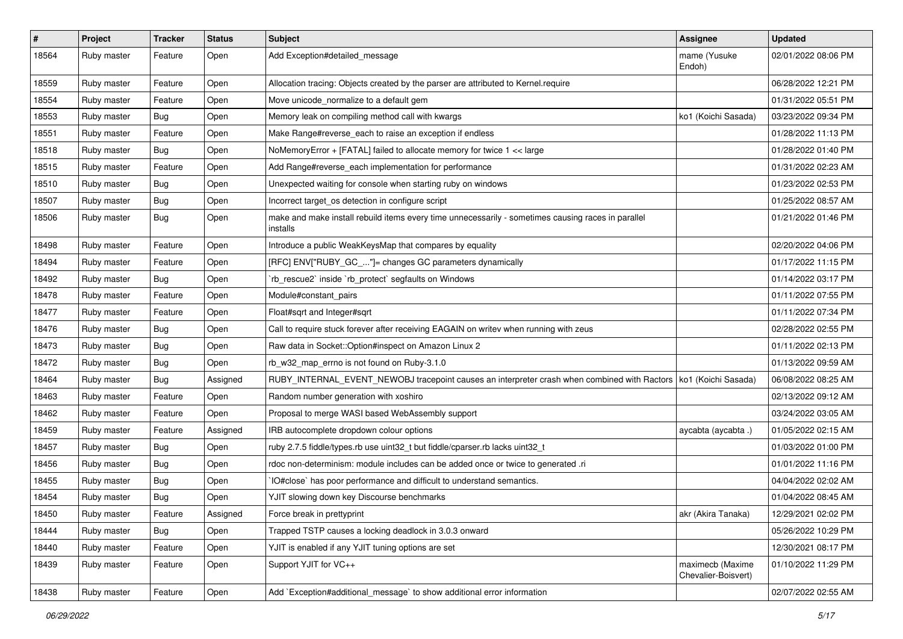| # | Project | Tracker | Status | Subject | Assignee | Updated |
| --- | --- | --- | --- | --- | --- | --- |
| 18564 | Ruby master | Feature | Open | Add Exception#detailed_message | mame (Yusuke Endoh) | 02/01/2022 08:06 PM |
| 18559 | Ruby master | Feature | Open | Allocation tracing: Objects created by the parser are attributed to Kernel.require | | 06/28/2022 12:21 PM |
| 18554 | Ruby master | Feature | Open | Move unicode_normalize to a default gem | | 01/31/2022 05:51 PM |
| 18553 | Ruby master | Bug | Open | Memory leak on compiling method call with kwargs | ko1 (Koichi Sasada) | 03/23/2022 09:34 PM |
| 18551 | Ruby master | Feature | Open | Make Range#reverse_each to raise an exception if endless | | 01/28/2022 11:13 PM |
| 18518 | Ruby master | Bug | Open | NoMemoryError + [FATAL] failed to allocate memory for twice 1 << large | | 01/28/2022 01:40 PM |
| 18515 | Ruby master | Feature | Open | Add Range#reverse_each implementation for performance | | 01/31/2022 02:23 AM |
| 18510 | Ruby master | Bug | Open | Unexpected waiting for console when starting ruby on windows | | 01/23/2022 02:53 PM |
| 18507 | Ruby master | Bug | Open | Incorrect target_os detection in configure script | | 01/25/2022 08:57 AM |
| 18506 | Ruby master | Bug | Open | make and make install rebuild items every time unnecessarily - sometimes causing races in parallel installs | | 01/21/2022 01:46 PM |
| 18498 | Ruby master | Feature | Open | Introduce a public WeakKeysMap that compares by equality | | 02/20/2022 04:06 PM |
| 18494 | Ruby master | Feature | Open | [RFC] ENV["RUBY_GC_..."]= changes GC parameters dynamically | | 01/17/2022 11:15 PM |
| 18492 | Ruby master | Bug | Open | `rb_rescue2` inside `rb_protect` segfaults on Windows | | 01/14/2022 03:17 PM |
| 18478 | Ruby master | Feature | Open | Module#constant_pairs | | 01/11/2022 07:55 PM |
| 18477 | Ruby master | Feature | Open | Float#sqrt and Integer#sqrt | | 01/11/2022 07:34 PM |
| 18476 | Ruby master | Bug | Open | Call to require stuck forever after receiving EAGAIN on writev when running with zeus | | 02/28/2022 02:55 PM |
| 18473 | Ruby master | Bug | Open | Raw data in Socket::Option#inspect on Amazon Linux 2 | | 01/11/2022 02:13 PM |
| 18472 | Ruby master | Bug | Open | rb_w32_map_errno is not found on Ruby-3.1.0 | | 01/13/2022 09:59 AM |
| 18464 | Ruby master | Bug | Assigned | RUBY_INTERNAL_EVENT_NEWOBJ tracepoint causes an interpreter crash when combined with Ractors | ko1 (Koichi Sasada) | 06/08/2022 08:25 AM |
| 18463 | Ruby master | Feature | Open | Random number generation with xoshiro | | 02/13/2022 09:12 AM |
| 18462 | Ruby master | Feature | Open | Proposal to merge WASI based WebAssembly support | | 03/24/2022 03:05 AM |
| 18459 | Ruby master | Feature | Assigned | IRB autocomplete dropdown colour options | aycabta (aycabta .) | 01/05/2022 02:15 AM |
| 18457 | Ruby master | Bug | Open | ruby 2.7.5 fiddle/types.rb use uint32_t but fiddle/cparser.rb lacks uint32_t | | 01/03/2022 01:00 PM |
| 18456 | Ruby master | Bug | Open | rdoc non-determinism: module includes can be added once or twice to generated .ri | | 01/01/2022 11:16 PM |
| 18455 | Ruby master | Bug | Open | `IO#close` has poor performance and difficult to understand semantics. | | 04/04/2022 02:02 AM |
| 18454 | Ruby master | Bug | Open | YJIT slowing down key Discourse benchmarks | | 01/04/2022 08:45 AM |
| 18450 | Ruby master | Feature | Assigned | Force break in prettyprint | akr (Akira Tanaka) | 12/29/2021 02:02 PM |
| 18444 | Ruby master | Bug | Open | Trapped TSTP causes a locking deadlock in 3.0.3 onward | | 05/26/2022 10:29 PM |
| 18440 | Ruby master | Feature | Open | YJIT is enabled if any YJIT tuning options are set | | 12/30/2021 08:17 PM |
| 18439 | Ruby master | Feature | Open | Support YJIT for VC++ | maximecb (Maxime Chevalier-Boisvert) | 01/10/2022 11:29 PM |
| 18438 | Ruby master | Feature | Open | Add `Exception#additional_message` to show additional error information | | 02/07/2022 02:55 AM |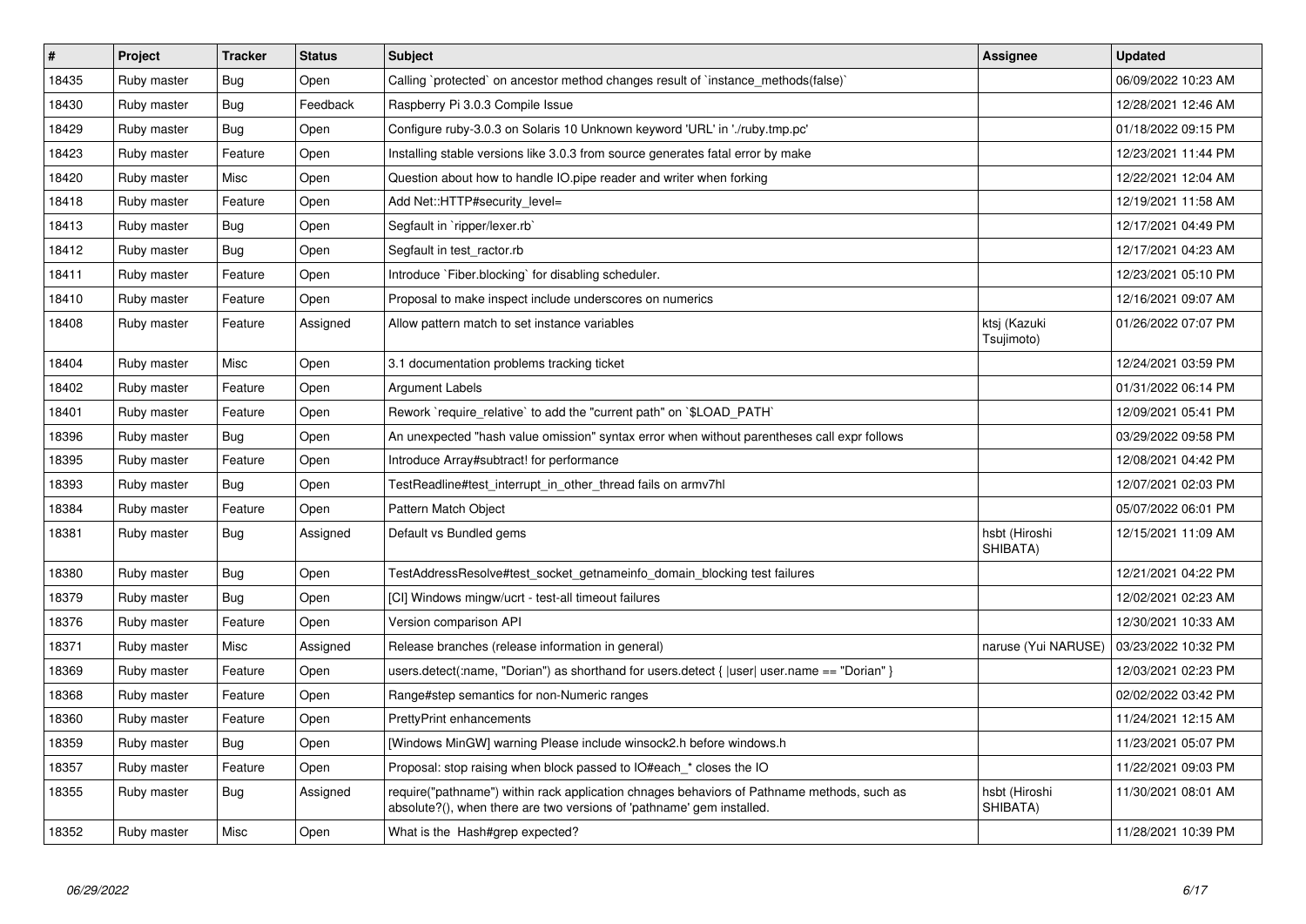| # | Project | Tracker | Status | Subject | Assignee | Updated |
|---|---|---|---|---|---|---|
| 18435 | Ruby master | Bug | Open | Calling `protected` on ancestor method changes result of `instance_methods(false)` | | 06/09/2022 10:23 AM |
| 18430 | Ruby master | Bug | Feedback | Raspberry Pi 3.0.3 Compile Issue | | 12/28/2021 12:46 AM |
| 18429 | Ruby master | Bug | Open | Configure ruby-3.0.3 on Solaris 10 Unknown keyword 'URL' in './ruby.tmp.pc' | | 01/18/2022 09:15 PM |
| 18423 | Ruby master | Feature | Open | Installing stable versions like 3.0.3 from source generates fatal error by make | | 12/23/2021 11:44 PM |
| 18420 | Ruby master | Misc | Open | Question about how to handle IO.pipe reader and writer when forking | | 12/22/2021 12:04 AM |
| 18418 | Ruby master | Feature | Open | Add Net::HTTP#security_level= | | 12/19/2021 11:58 AM |
| 18413 | Ruby master | Bug | Open | Segfault in `ripper/lexer.rb` | | 12/17/2021 04:49 PM |
| 18412 | Ruby master | Bug | Open | Segfault in test_ractor.rb | | 12/17/2021 04:23 AM |
| 18411 | Ruby master | Feature | Open | Introduce `Fiber.blocking` for disabling scheduler. | | 12/23/2021 05:10 PM |
| 18410 | Ruby master | Feature | Open | Proposal to make inspect include underscores on numerics | | 12/16/2021 09:07 AM |
| 18408 | Ruby master | Feature | Assigned | Allow pattern match to set instance variables | ktsj (Kazuki Tsujimoto) | 01/26/2022 07:07 PM |
| 18404 | Ruby master | Misc | Open | 3.1 documentation problems tracking ticket | | 12/24/2021 03:59 PM |
| 18402 | Ruby master | Feature | Open | Argument Labels | | 01/31/2022 06:14 PM |
| 18401 | Ruby master | Feature | Open | Rework `require_relative` to add the "current path" on `$LOAD_PATH` | | 12/09/2021 05:41 PM |
| 18396 | Ruby master | Bug | Open | An unexpected "hash value omission" syntax error when without parentheses call expr follows | | 03/29/2022 09:58 PM |
| 18395 | Ruby master | Feature | Open | Introduce Array#subtract! for performance | | 12/08/2021 04:42 PM |
| 18393 | Ruby master | Bug | Open | TestReadline#test_interrupt_in_other_thread fails on armv7hl | | 12/07/2021 02:03 PM |
| 18384 | Ruby master | Feature | Open | Pattern Match Object | | 05/07/2022 06:01 PM |
| 18381 | Ruby master | Bug | Assigned | Default vs Bundled gems | hsbt (Hiroshi SHIBATA) | 12/15/2021 11:09 AM |
| 18380 | Ruby master | Bug | Open | TestAddressResolve#test_socket_getnameinfo_domain_blocking test failures | | 12/21/2021 04:22 PM |
| 18379 | Ruby master | Bug | Open | [CI] Windows mingw/ucrt - test-all timeout failures | | 12/02/2021 02:23 AM |
| 18376 | Ruby master | Feature | Open | Version comparison API | | 12/30/2021 10:33 AM |
| 18371 | Ruby master | Misc | Assigned | Release branches (release information in general) | naruse (Yui NARUSE) | 03/23/2022 10:32 PM |
| 18369 | Ruby master | Feature | Open | users.detect(:name, "Dorian") as shorthand for users.detect { \|user\| user.name == "Dorian" } | | 12/03/2021 02:23 PM |
| 18368 | Ruby master | Feature | Open | Range#step semantics for non-Numeric ranges | | 02/02/2022 03:42 PM |
| 18360 | Ruby master | Feature | Open | PrettyPrint enhancements | | 11/24/2021 12:15 AM |
| 18359 | Ruby master | Bug | Open | [Windows MinGW] warning Please include winsock2.h before windows.h | | 11/23/2021 05:07 PM |
| 18357 | Ruby master | Feature | Open | Proposal: stop raising when block passed to IO#each_* closes the IO | | 11/22/2021 09:03 PM |
| 18355 | Ruby master | Bug | Assigned | require("pathname") within rack application chnages behaviors of Pathname methods, such as absolute?(), when there are two versions of 'pathname' gem installed. | hsbt (Hiroshi SHIBATA) | 11/30/2021 08:01 AM |
| 18352 | Ruby master | Misc | Open | What is the Hash#grep expected? | | 11/28/2021 10:39 PM |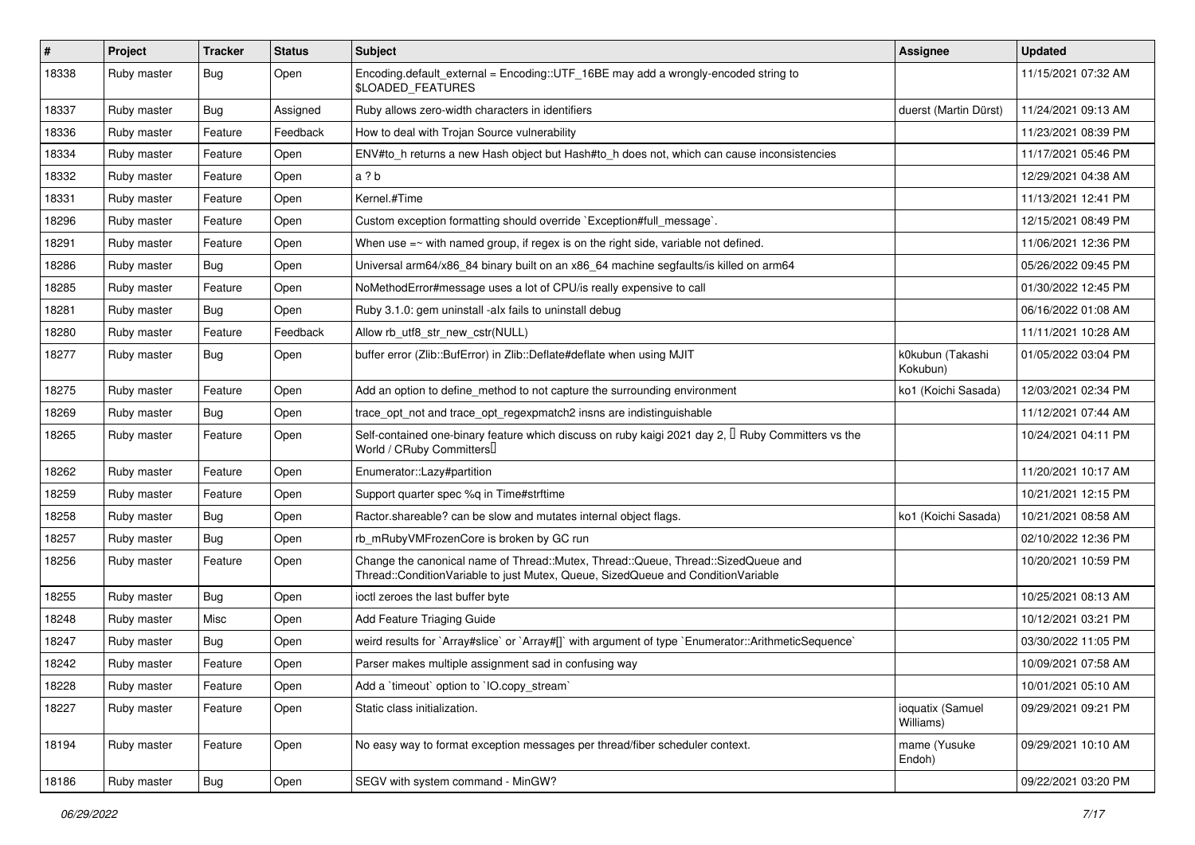| # | Project | Tracker | Status | Subject | Assignee | Updated |
|---|---|---|---|---|---|---|
| 18338 | Ruby master | Bug | Open | Encoding.default_external = Encoding::UTF_16BE may add a wrongly-encoded string to $LOADED_FEATURES | | 11/15/2021 07:32 AM |
| 18337 | Ruby master | Bug | Assigned | Ruby allows zero-width characters in identifiers | duerst (Martin Dürst) | 11/24/2021 09:13 AM |
| 18336 | Ruby master | Feature | Feedback | How to deal with Trojan Source vulnerability | | 11/23/2021 08:39 PM |
| 18334 | Ruby master | Feature | Open | ENV#to_h returns a new Hash object but Hash#to_h does not, which can cause inconsistencies | | 11/17/2021 05:46 PM |
| 18332 | Ruby master | Feature | Open | a ? b | | 12/29/2021 04:38 AM |
| 18331 | Ruby master | Feature | Open | Kernel.#Time | | 11/13/2021 12:41 PM |
| 18296 | Ruby master | Feature | Open | Custom exception formatting should override `Exception#full_message`. | | 12/15/2021 08:49 PM |
| 18291 | Ruby master | Feature | Open | When use =~ with named group, if regex is on the right side, variable not defined. | | 11/06/2021 12:36 PM |
| 18286 | Ruby master | Bug | Open | Universal arm64/x86_84 binary built on an x86_64 machine segfaults/is killed on arm64 | | 05/26/2022 09:45 PM |
| 18285 | Ruby master | Feature | Open | NoMethodError#message uses a lot of CPU/is really expensive to call | | 01/30/2022 12:45 PM |
| 18281 | Ruby master | Bug | Open | Ruby 3.1.0: gem uninstall -alx fails to uninstall debug | | 06/16/2022 01:08 AM |
| 18280 | Ruby master | Feature | Feedback | Allow rb_utf8_str_new_cstr(NULL) | | 11/11/2021 10:28 AM |
| 18277 | Ruby master | Bug | Open | buffer error (Zlib::BufError) in Zlib::Deflate#deflate when using MJIT | k0kubun (Takashi Kokubun) | 01/05/2022 03:04 PM |
| 18275 | Ruby master | Feature | Open | Add an option to define_method to not capture the surrounding environment | ko1 (Koichi Sasada) | 12/03/2021 02:34 PM |
| 18269 | Ruby master | Bug | Open | trace_opt_not and trace_opt_regexpmatch2 insns are indistinguishable | | 11/12/2021 07:44 AM |
| 18265 | Ruby master | Feature | Open | Self-contained one-binary feature which discuss on ruby kaigi 2021 day 2, 「Ruby Committers vs the World / CRuby Committers」 | | 10/24/2021 04:11 PM |
| 18262 | Ruby master | Feature | Open | Enumerator::Lazy#partition | | 11/20/2021 10:17 AM |
| 18259 | Ruby master | Feature | Open | Support quarter spec %q in Time#strftime | | 10/21/2021 12:15 PM |
| 18258 | Ruby master | Bug | Open | Ractor.shareable? can be slow and mutates internal object flags. | ko1 (Koichi Sasada) | 10/21/2021 08:58 AM |
| 18257 | Ruby master | Bug | Open | rb_mRubyVMFrozenCore is broken by GC run | | 02/10/2022 12:36 PM |
| 18256 | Ruby master | Feature | Open | Change the canonical name of Thread::Mutex, Thread::Queue, Thread::SizedQueue and Thread::ConditionVariable to just Mutex, Queue, SizedQueue and ConditionVariable | | 10/20/2021 10:59 PM |
| 18255 | Ruby master | Bug | Open | ioctl zeroes the last buffer byte | | 10/25/2021 08:13 AM |
| 18248 | Ruby master | Misc | Open | Add Feature Triaging Guide | | 10/12/2021 03:21 PM |
| 18247 | Ruby master | Bug | Open | weird results for `Array#slice` or `Array#[]` with argument of type `Enumerator::ArithmeticSequence` | | 03/30/2022 11:05 PM |
| 18242 | Ruby master | Feature | Open | Parser makes multiple assignment sad in confusing way | | 10/09/2021 07:58 AM |
| 18228 | Ruby master | Feature | Open | Add a `timeout` option to `IO.copy_stream` | | 10/01/2021 05:10 AM |
| 18227 | Ruby master | Feature | Open | Static class initialization. | ioquatix (Samuel Williams) | 09/29/2021 09:21 PM |
| 18194 | Ruby master | Feature | Open | No easy way to format exception messages per thread/fiber scheduler context. | mame (Yusuke Endoh) | 09/29/2021 10:10 AM |
| 18186 | Ruby master | Bug | Open | SEGV with system command - MinGW? | | 09/22/2021 03:20 PM |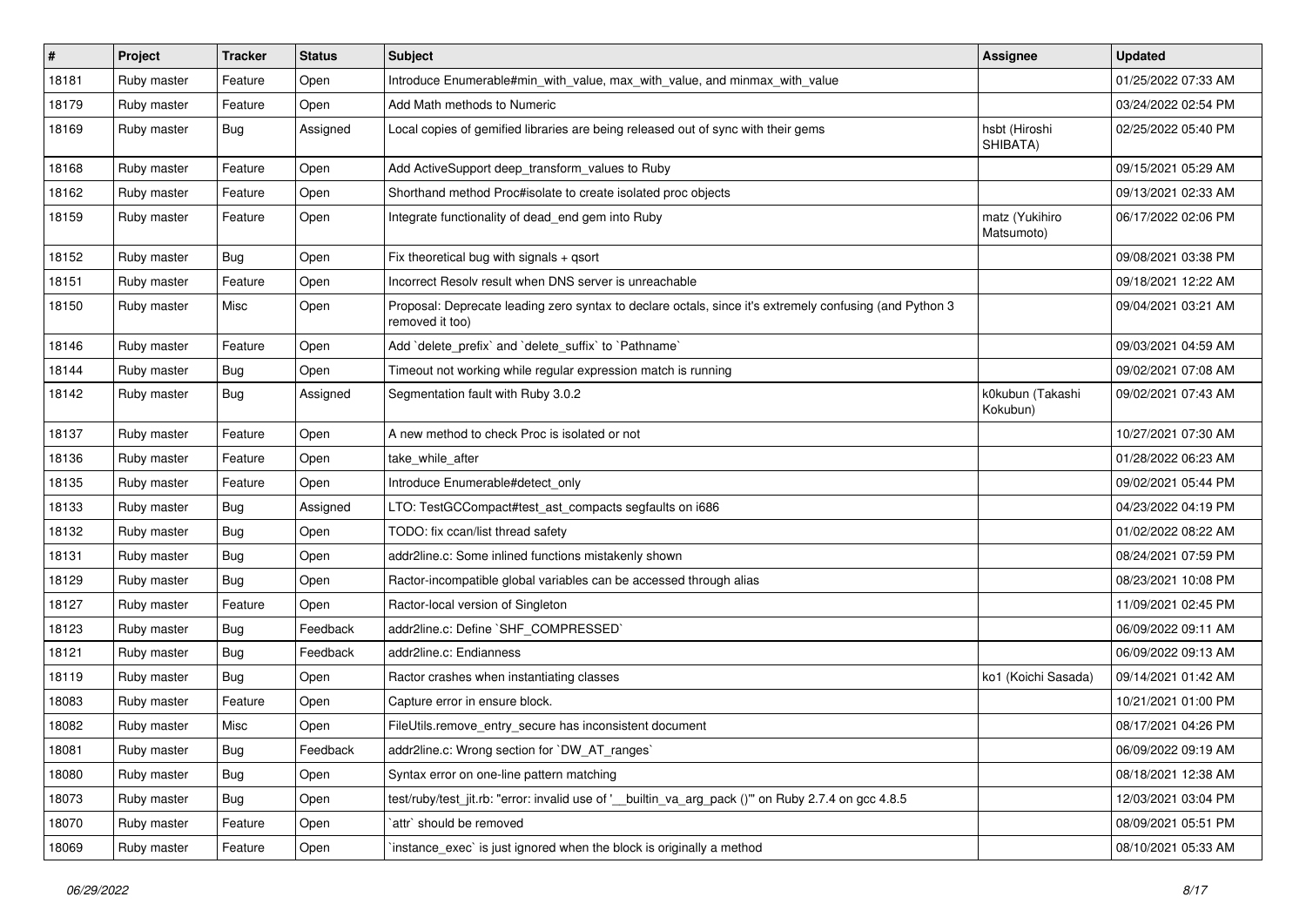| # | Project | Tracker | Status | Subject | Assignee | Updated |
|---|---|---|---|---|---|---|
| 18181 | Ruby master | Feature | Open | Introduce Enumerable#min_with_value, max_with_value, and minmax_with_value | | 01/25/2022 07:33 AM |
| 18179 | Ruby master | Feature | Open | Add Math methods to Numeric | | 03/24/2022 02:54 PM |
| 18169 | Ruby master | Bug | Assigned | Local copies of gemified libraries are being released out of sync with their gems | hsbt (Hiroshi SHIBATA) | 02/25/2022 05:40 PM |
| 18168 | Ruby master | Feature | Open | Add ActiveSupport deep_transform_values to Ruby | | 09/15/2021 05:29 AM |
| 18162 | Ruby master | Feature | Open | Shorthand method Proc#isolate to create isolated proc objects | | 09/13/2021 02:33 AM |
| 18159 | Ruby master | Feature | Open | Integrate functionality of dead_end gem into Ruby | matz (Yukihiro Matsumoto) | 06/17/2022 02:06 PM |
| 18152 | Ruby master | Bug | Open | Fix theoretical bug with signals + qsort | | 09/08/2021 03:38 PM |
| 18151 | Ruby master | Feature | Open | Incorrect Resolv result when DNS server is unreachable | | 09/18/2021 12:22 AM |
| 18150 | Ruby master | Misc | Open | Proposal: Deprecate leading zero syntax to declare octals, since it's extremely confusing (and Python 3 removed it too) | | 09/04/2021 03:21 AM |
| 18146 | Ruby master | Feature | Open | Add `delete_prefix` and `delete_suffix` to `Pathname` | | 09/03/2021 04:59 AM |
| 18144 | Ruby master | Bug | Open | Timeout not working while regular expression match is running | | 09/02/2021 07:08 AM |
| 18142 | Ruby master | Bug | Assigned | Segmentation fault with Ruby 3.0.2 | k0kubun (Takashi Kokubun) | 09/02/2021 07:43 AM |
| 18137 | Ruby master | Feature | Open | A new method to check Proc is isolated or not | | 10/27/2021 07:30 AM |
| 18136 | Ruby master | Feature | Open | take_while_after | | 01/28/2022 06:23 AM |
| 18135 | Ruby master | Feature | Open | Introduce Enumerable#detect_only | | 09/02/2021 05:44 PM |
| 18133 | Ruby master | Bug | Assigned | LTO: TestGCCompact#test_ast_compacts segfaults on i686 | | 04/23/2022 04:19 PM |
| 18132 | Ruby master | Bug | Open | TODO: fix ccan/list thread safety | | 01/02/2022 08:22 AM |
| 18131 | Ruby master | Bug | Open | addr2line.c: Some inlined functions mistakenly shown | | 08/24/2021 07:59 PM |
| 18129 | Ruby master | Bug | Open | Ractor-incompatible global variables can be accessed through alias | | 08/23/2021 10:08 PM |
| 18127 | Ruby master | Feature | Open | Ractor-local version of Singleton | | 11/09/2021 02:45 PM |
| 18123 | Ruby master | Bug | Feedback | addr2line.c: Define `SHF_COMPRESSED` | | 06/09/2022 09:11 AM |
| 18121 | Ruby master | Bug | Feedback | addr2line.c: Endianness | | 06/09/2022 09:13 AM |
| 18119 | Ruby master | Bug | Open | Ractor crashes when instantiating classes | ko1 (Koichi Sasada) | 09/14/2021 01:42 AM |
| 18083 | Ruby master | Feature | Open | Capture error in ensure block. | | 10/21/2021 01:00 PM |
| 18082 | Ruby master | Misc | Open | FileUtils.remove_entry_secure has inconsistent document | | 08/17/2021 04:26 PM |
| 18081 | Ruby master | Bug | Feedback | addr2line.c: Wrong section for `DW_AT_ranges` | | 06/09/2022 09:19 AM |
| 18080 | Ruby master | Bug | Open | Syntax error on one-line pattern matching | | 08/18/2021 12:38 AM |
| 18073 | Ruby master | Bug | Open | test/ruby/test_jit.rb: "error: invalid use of '__builtin_va_arg_pack ()'" on Ruby 2.7.4 on gcc 4.8.5 | | 12/03/2021 03:04 PM |
| 18070 | Ruby master | Feature | Open | `attr` should be removed | | 08/09/2021 05:51 PM |
| 18069 | Ruby master | Feature | Open | `instance_exec` is just ignored when the block is originally a method | | 08/10/2021 05:33 AM |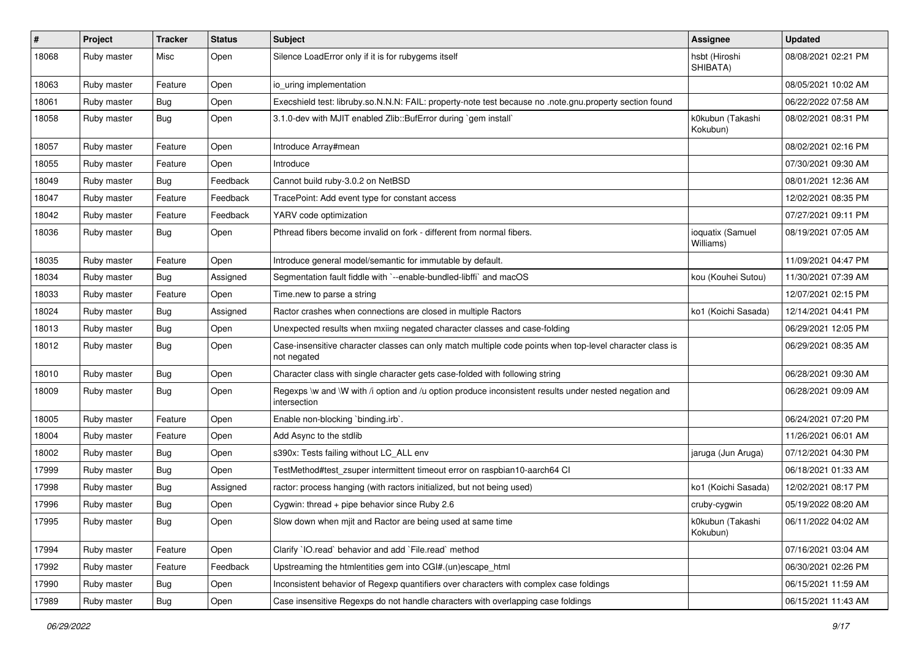| # | Project | Tracker | Status | Subject | Assignee | Updated |
|---|---|---|---|---|---|---|
| 18068 | Ruby master | Misc | Open | Silence LoadError only if it is for rubygems itself | hsbt (Hiroshi SHIBATA) | 08/08/2021 02:21 PM |
| 18063 | Ruby master | Feature | Open | io_uring implementation | | 08/05/2021 10:02 AM |
| 18061 | Ruby master | Bug | Open | Execshield test: libruby.so.N.N.N: FAIL: property-note test because no .note.gnu.property section found | | 06/22/2022 07:58 AM |
| 18058 | Ruby master | Bug | Open | 3.1.0-dev with MJIT enabled Zlib::BufError during `gem install` | k0kubun (Takashi Kokubun) | 08/02/2021 08:31 PM |
| 18057 | Ruby master | Feature | Open | Introduce Array#mean | | 08/02/2021 02:16 PM |
| 18055 | Ruby master | Feature | Open | Introduce | | 07/30/2021 09:30 AM |
| 18049 | Ruby master | Bug | Feedback | Cannot build ruby-3.0.2 on NetBSD | | 08/01/2021 12:36 AM |
| 18047 | Ruby master | Feature | Feedback | TracePoint: Add event type for constant access | | 12/02/2021 08:35 PM |
| 18042 | Ruby master | Feature | Feedback | YARV code optimization | | 07/27/2021 09:11 PM |
| 18036 | Ruby master | Bug | Open | Pthread fibers become invalid on fork - different from normal fibers. | ioquatix (Samuel Williams) | 08/19/2021 07:05 AM |
| 18035 | Ruby master | Feature | Open | Introduce general model/semantic for immutable by default. | | 11/09/2021 04:47 PM |
| 18034 | Ruby master | Bug | Assigned | Segmentation fault fiddle with `--enable-bundled-libffi` and macOS | kou (Kouhei Sutou) | 11/30/2021 07:39 AM |
| 18033 | Ruby master | Feature | Open | Time.new to parse a string | | 12/07/2021 02:15 PM |
| 18024 | Ruby master | Bug | Assigned | Ractor crashes when connections are closed in multiple Ractors | ko1 (Koichi Sasada) | 12/14/2021 04:41 PM |
| 18013 | Ruby master | Bug | Open | Unexpected results when mxiing negated character classes and case-folding | | 06/29/2021 12:05 PM |
| 18012 | Ruby master | Bug | Open | Case-insensitive character classes can only match multiple code points when top-level character class is not negated | | 06/29/2021 08:35 AM |
| 18010 | Ruby master | Bug | Open | Character class with single character gets case-folded with following string | | 06/28/2021 09:30 AM |
| 18009 | Ruby master | Bug | Open | Regexps \w and \W with /i option and /u option produce inconsistent results under nested negation and intersection | | 06/28/2021 09:09 AM |
| 18005 | Ruby master | Feature | Open | Enable non-blocking `binding.irb`. | | 06/24/2021 07:20 PM |
| 18004 | Ruby master | Feature | Open | Add Async to the stdlib | | 11/26/2021 06:01 AM |
| 18002 | Ruby master | Bug | Open | s390x: Tests failing without LC_ALL env | jaruga (Jun Aruga) | 07/12/2021 04:30 PM |
| 17999 | Ruby master | Bug | Open | TestMethod#test_zsuper intermittent timeout error on raspbian10-aarch64 CI | | 06/18/2021 01:33 AM |
| 17998 | Ruby master | Bug | Assigned | ractor: process hanging (with ractors initialized, but not being used) | ko1 (Koichi Sasada) | 12/02/2021 08:17 PM |
| 17996 | Ruby master | Bug | Open | Cygwin: thread + pipe behavior since Ruby 2.6 | cruby-cygwin | 05/19/2022 08:20 AM |
| 17995 | Ruby master | Bug | Open | Slow down when mjit and Ractor are being used at same time | k0kubun (Takashi Kokubun) | 06/11/2022 04:02 AM |
| 17994 | Ruby master | Feature | Open | Clarify `IO.read` behavior and add `File.read` method | | 07/16/2021 03:04 AM |
| 17992 | Ruby master | Feature | Feedback | Upstreaming the htmlentities gem into CGI#.(un)escape_html | | 06/30/2021 02:26 PM |
| 17990 | Ruby master | Bug | Open | Inconsistent behavior of Regexp quantifiers over characters with complex case foldings | | 06/15/2021 11:59 AM |
| 17989 | Ruby master | Bug | Open | Case insensitive Regexps do not handle characters with overlapping case foldings | | 06/15/2021 11:43 AM |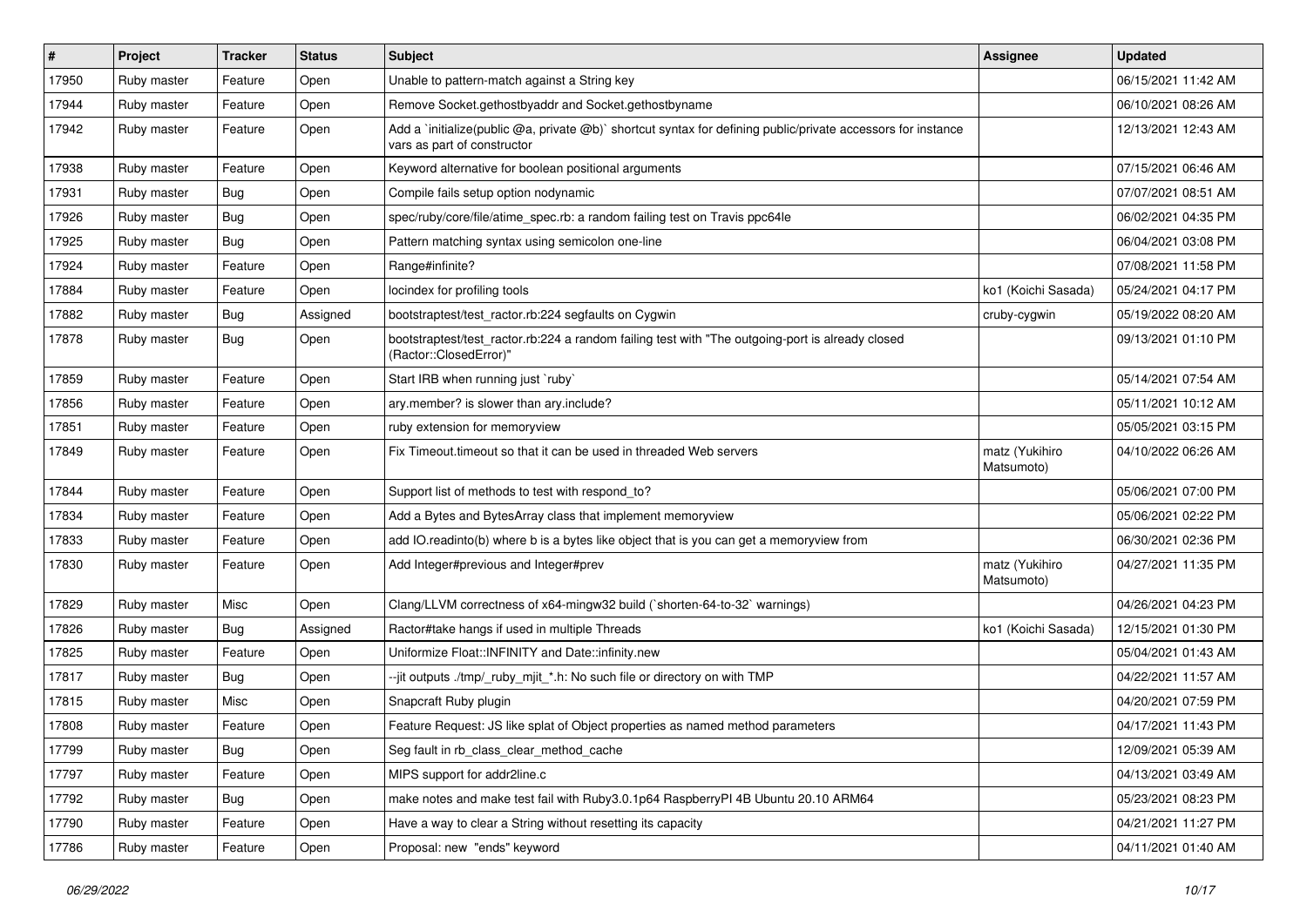| # | Project | Tracker | Status | Subject | Assignee | Updated |
|---|---|---|---|---|---|---|
| 17950 | Ruby master | Feature | Open | Unable to pattern-match against a String key | | 06/15/2021 11:42 AM |
| 17944 | Ruby master | Feature | Open | Remove Socket.gethostbyaddr and Socket.gethostbyname | | 06/10/2021 08:26 AM |
| 17942 | Ruby master | Feature | Open | Add a `initialize(public @a, private @b)` shortcut syntax for defining public/private accessors for instance vars as part of constructor | | 12/13/2021 12:43 AM |
| 17938 | Ruby master | Feature | Open | Keyword alternative for boolean positional arguments | | 07/15/2021 06:46 AM |
| 17931 | Ruby master | Bug | Open | Compile fails setup option nodynamic | | 07/07/2021 08:51 AM |
| 17926 | Ruby master | Bug | Open | spec/ruby/core/file/atime_spec.rb: a random failing test on Travis ppc64le | | 06/02/2021 04:35 PM |
| 17925 | Ruby master | Bug | Open | Pattern matching syntax using semicolon one-line | | 06/04/2021 03:08 PM |
| 17924 | Ruby master | Feature | Open | Range#infinite? | | 07/08/2021 11:58 PM |
| 17884 | Ruby master | Feature | Open | locindex for profiling tools | ko1 (Koichi Sasada) | 05/24/2021 04:17 PM |
| 17882 | Ruby master | Bug | Assigned | bootstraptest/test_ractor.rb:224 segfaults on Cygwin | cruby-cygwin | 05/19/2022 08:20 AM |
| 17878 | Ruby master | Bug | Open | bootstraptest/test_ractor.rb:224 a random failing test with "The outgoing-port is already closed (Ractor::ClosedError)" | | 09/13/2021 01:10 PM |
| 17859 | Ruby master | Feature | Open | Start IRB when running just `ruby` | | 05/14/2021 07:54 AM |
| 17856 | Ruby master | Feature | Open | ary.member? is slower than ary.include? | | 05/11/2021 10:12 AM |
| 17851 | Ruby master | Feature | Open | ruby extension for memoryview | | 05/05/2021 03:15 PM |
| 17849 | Ruby master | Feature | Open | Fix Timeout.timeout so that it can be used in threaded Web servers | matz (Yukihiro Matsumoto) | 04/10/2022 06:26 AM |
| 17844 | Ruby master | Feature | Open | Support list of methods to test with respond_to? | | 05/06/2021 07:00 PM |
| 17834 | Ruby master | Feature | Open | Add a Bytes and BytesArray class that implement memoryview | | 05/06/2021 02:22 PM |
| 17833 | Ruby master | Feature | Open | add IO.readinto(b) where b is a bytes like object that is you can get a memoryview from | | 06/30/2021 02:36 PM |
| 17830 | Ruby master | Feature | Open | Add Integer#previous and Integer#prev | matz (Yukihiro Matsumoto) | 04/27/2021 11:35 PM |
| 17829 | Ruby master | Misc | Open | Clang/LLVM correctness of x64-mingw32 build (`shorten-64-to-32` warnings) | | 04/26/2021 04:23 PM |
| 17826 | Ruby master | Bug | Assigned | Ractor#take hangs if used in multiple Threads | ko1 (Koichi Sasada) | 12/15/2021 01:30 PM |
| 17825 | Ruby master | Feature | Open | Uniformize Float::INFINITY and Date::infinity.new | | 05/04/2021 01:43 AM |
| 17817 | Ruby master | Bug | Open | --jit outputs ./tmp/_ruby_mjit_*.h: No such file or directory on with TMP | | 04/22/2021 11:57 AM |
| 17815 | Ruby master | Misc | Open | Snapcraft Ruby plugin | | 04/20/2021 07:59 PM |
| 17808 | Ruby master | Feature | Open | Feature Request: JS like splat of Object properties as named method parameters | | 04/17/2021 11:43 PM |
| 17799 | Ruby master | Bug | Open | Seg fault in rb_class_clear_method_cache | | 12/09/2021 05:39 AM |
| 17797 | Ruby master | Feature | Open | MIPS support for addr2line.c | | 04/13/2021 03:49 AM |
| 17792 | Ruby master | Bug | Open | make notes and make test fail with Ruby3.0.1p64 RaspberryPI 4B Ubuntu 20.10 ARM64 | | 05/23/2021 08:23 PM |
| 17790 | Ruby master | Feature | Open | Have a way to clear a String without resetting its capacity | | 04/21/2021 11:27 PM |
| 17786 | Ruby master | Feature | Open | Proposal: new "ends" keyword | | 04/11/2021 01:40 AM |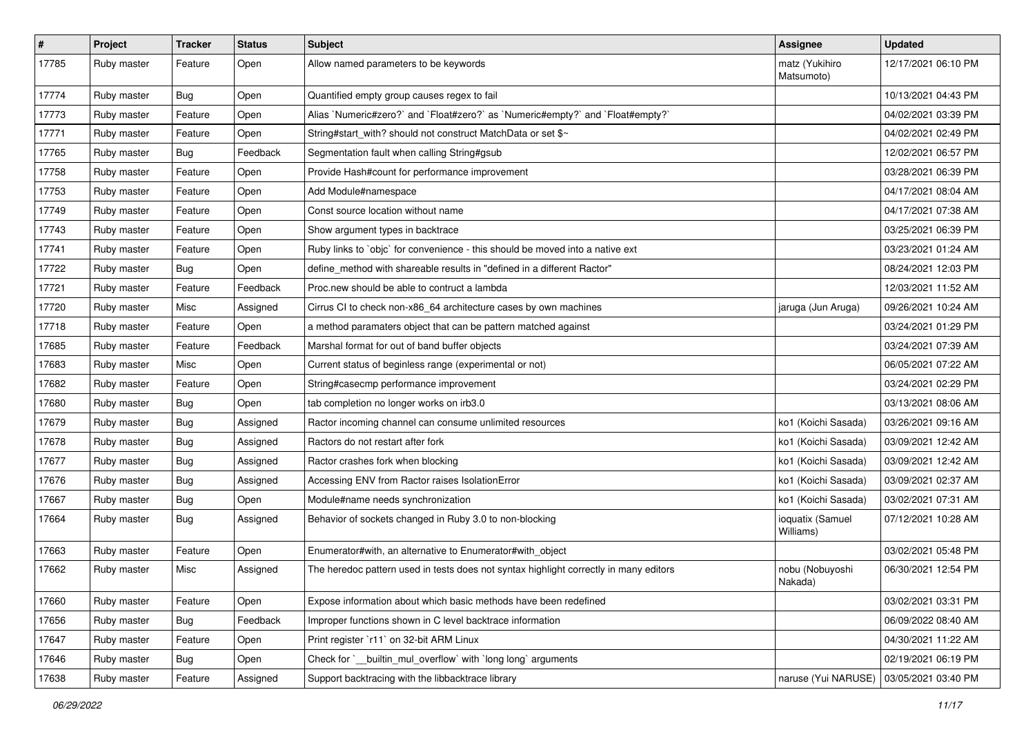| # | Project | Tracker | Status | Subject | Assignee | Updated |
| --- | --- | --- | --- | --- | --- | --- |
| 17785 | Ruby master | Feature | Open | Allow named parameters to be keywords | matz (Yukihiro Matsumoto) | 12/17/2021 06:10 PM |
| 17774 | Ruby master | Bug | Open | Quantified empty group causes regex to fail | | 10/13/2021 04:43 PM |
| 17773 | Ruby master | Feature | Open | Alias `Numeric#zero?` and `Float#zero?` as `Numeric#empty?` and `Float#empty?` | | 04/02/2021 03:39 PM |
| 17771 | Ruby master | Feature | Open | String#start_with? should not construct MatchData or set $~ | | 04/02/2021 02:49 PM |
| 17765 | Ruby master | Bug | Feedback | Segmentation fault when calling String#gsub | | 12/02/2021 06:57 PM |
| 17758 | Ruby master | Feature | Open | Provide Hash#count for performance improvement | | 03/28/2021 06:39 PM |
| 17753 | Ruby master | Feature | Open | Add Module#namespace | | 04/17/2021 08:04 AM |
| 17749 | Ruby master | Feature | Open | Const source location without name | | 04/17/2021 07:38 AM |
| 17743 | Ruby master | Feature | Open | Show argument types in backtrace | | 03/25/2021 06:39 PM |
| 17741 | Ruby master | Feature | Open | Ruby links to `objc` for convenience - this should be moved into a native ext | | 03/23/2021 01:24 AM |
| 17722 | Ruby master | Bug | Open | define_method with shareable results in "defined in a different Ractor" | | 08/24/2021 12:03 PM |
| 17721 | Ruby master | Feature | Feedback | Proc.new should be able to contruct a lambda | | 12/03/2021 11:52 AM |
| 17720 | Ruby master | Misc | Assigned | Cirrus CI to check non-x86_64 architecture cases by own machines | jaruga (Jun Aruga) | 09/26/2021 10:24 AM |
| 17718 | Ruby master | Feature | Open | a method paramaters object that can be pattern matched against | | 03/24/2021 01:29 PM |
| 17685 | Ruby master | Feature | Feedback | Marshal format for out of band buffer objects | | 03/24/2021 07:39 AM |
| 17683 | Ruby master | Misc | Open | Current status of beginless range (experimental or not) | | 06/05/2021 07:22 AM |
| 17682 | Ruby master | Feature | Open | String#casecmp performance improvement | | 03/24/2021 02:29 PM |
| 17680 | Ruby master | Bug | Open | tab completion no longer works on irb3.0 | | 03/13/2021 08:06 AM |
| 17679 | Ruby master | Bug | Assigned | Ractor incoming channel can consume unlimited resources | ko1 (Koichi Sasada) | 03/26/2021 09:16 AM |
| 17678 | Ruby master | Bug | Assigned | Ractors do not restart after fork | ko1 (Koichi Sasada) | 03/09/2021 12:42 AM |
| 17677 | Ruby master | Bug | Assigned | Ractor crashes fork when blocking | ko1 (Koichi Sasada) | 03/09/2021 12:42 AM |
| 17676 | Ruby master | Bug | Assigned | Accessing ENV from Ractor raises IsolationError | ko1 (Koichi Sasada) | 03/09/2021 02:37 AM |
| 17667 | Ruby master | Bug | Open | Module#name needs synchronization | ko1 (Koichi Sasada) | 03/02/2021 07:31 AM |
| 17664 | Ruby master | Bug | Assigned | Behavior of sockets changed in Ruby 3.0 to non-blocking | ioquatix (Samuel Williams) | 07/12/2021 10:28 AM |
| 17663 | Ruby master | Feature | Open | Enumerator#with, an alternative to Enumerator#with_object | | 03/02/2021 05:48 PM |
| 17662 | Ruby master | Misc | Assigned | The heredoc pattern used in tests does not syntax highlight correctly in many editors | nobu (Nobuyoshi Nakada) | 06/30/2021 12:54 PM |
| 17660 | Ruby master | Feature | Open | Expose information about which basic methods have been redefined | | 03/02/2021 03:31 PM |
| 17656 | Ruby master | Bug | Feedback | Improper functions shown in C level backtrace information | | 06/09/2022 08:40 AM |
| 17647 | Ruby master | Feature | Open | Print register `r11` on 32-bit ARM Linux | | 04/30/2021 11:22 AM |
| 17646 | Ruby master | Bug | Open | Check for `__builtin_mul_overflow` with `long long` arguments | | 02/19/2021 06:19 PM |
| 17638 | Ruby master | Feature | Assigned | Support backtracing with the libbacktrace library | naruse (Yui NARUSE) | 03/05/2021 03:40 PM |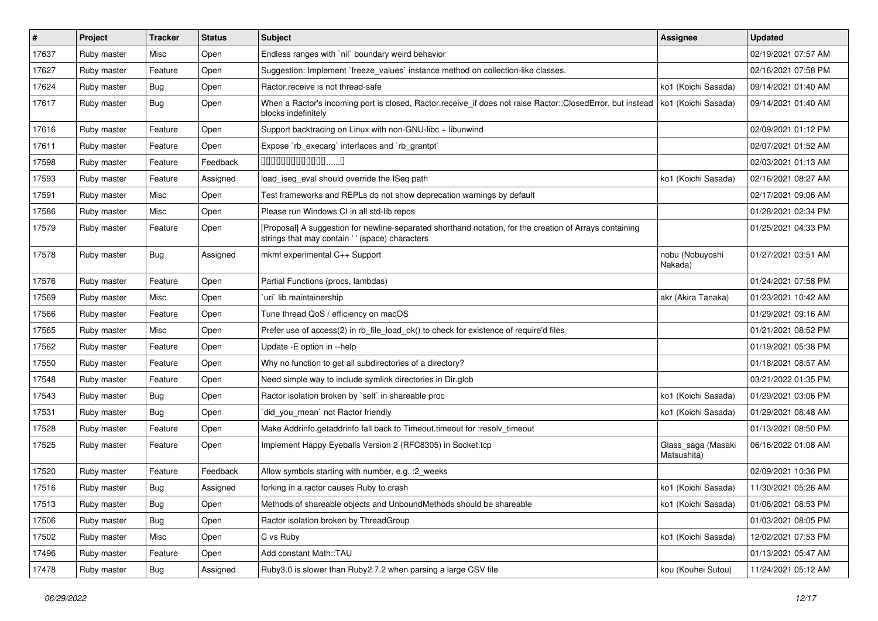| # | Project | Tracker | Status | Subject | Assignee | Updated |
| --- | --- | --- | --- | --- | --- | --- |
| 17637 | Ruby master | Misc | Open | Endless ranges with `nil` boundary weird behavior | | 02/19/2021 07:57 AM |
| 17627 | Ruby master | Feature | Open | Suggestion: Implement `freeze_values` instance method on collection-like classes. | | 02/16/2021 07:58 PM |
| 17624 | Ruby master | Bug | Open | Ractor.receive is not thread-safe | ko1 (Koichi Sasada) | 09/14/2021 01:40 AM |
| 17617 | Ruby master | Bug | Open | When a Ractor's incoming port is closed, Ractor.receive_if does not raise Ractor::ClosedError, but instead blocks indefinitely | ko1 (Koichi Sasada) | 09/14/2021 01:40 AM |
| 17616 | Ruby master | Feature | Open | Support backtracing on Linux with non-GNU-libc + libunwind | | 02/09/2021 01:12 PM |
| 17611 | Ruby master | Feature | Open | Expose `rb_execarg` interfaces and `rb_grantpt` | | 02/07/2021 01:52 AM |
| 17598 | Ruby master | Feature | Feedback | 0000000000000......0 | | 02/03/2021 01:13 AM |
| 17593 | Ruby master | Feature | Assigned | load_iseq_eval should override the ISeq path | ko1 (Koichi Sasada) | 02/16/2021 08:27 AM |
| 17591 | Ruby master | Misc | Open | Test frameworks and REPLs do not show deprecation warnings by default | | 02/17/2021 09:06 AM |
| 17586 | Ruby master | Misc | Open | Please run Windows CI in all std-lib repos | | 01/28/2021 02:34 PM |
| 17579 | Ruby master | Feature | Open | [Proposal] A suggestion for newline-separated shorthand notation, for the creation of Arrays containing strings that may contain ' ' (space) characters | | 01/25/2021 04:33 PM |
| 17578 | Ruby master | Bug | Assigned | mkmf experimental C++ Support | nobu (Nobuyoshi Nakada) | 01/27/2021 03:51 AM |
| 17576 | Ruby master | Feature | Open | Partial Functions (procs, lambdas) | | 01/24/2021 07:58 PM |
| 17569 | Ruby master | Misc | Open | `uri` lib maintainership | akr (Akira Tanaka) | 01/23/2021 10:42 AM |
| 17566 | Ruby master | Feature | Open | Tune thread QoS / efficiency on macOS | | 01/29/2021 09:16 AM |
| 17565 | Ruby master | Misc | Open | Prefer use of access(2) in rb_file_load_ok() to check for existence of require'd files | | 01/21/2021 08:52 PM |
| 17562 | Ruby master | Feature | Open | Update -E option in --help | | 01/19/2021 05:38 PM |
| 17550 | Ruby master | Feature | Open | Why no function to get all subdirectories of a directory? | | 01/18/2021 08:57 AM |
| 17548 | Ruby master | Feature | Open | Need simple way to include symlink directories in Dir.glob | | 03/21/2022 01:35 PM |
| 17543 | Ruby master | Bug | Open | Ractor isolation broken by `self` in shareable proc | ko1 (Koichi Sasada) | 01/29/2021 03:06 PM |
| 17531 | Ruby master | Bug | Open | `did_you_mean` not Ractor friendly | ko1 (Koichi Sasada) | 01/29/2021 08:48 AM |
| 17528 | Ruby master | Feature | Open | Make Addrinfo.getaddrinfo fall back to Timeout.timeout for :resolv_timeout | | 01/13/2021 08:50 PM |
| 17525 | Ruby master | Feature | Open | Implement Happy Eyeballs Version 2 (RFC8305) in Socket.tcp | Glass_saga (Masaki Matsushita) | 06/16/2022 01:08 AM |
| 17520 | Ruby master | Feature | Feedback | Allow symbols starting with number, e.g. :2_weeks | | 02/09/2021 10:36 PM |
| 17516 | Ruby master | Bug | Assigned | forking in a ractor causes Ruby to crash | ko1 (Koichi Sasada) | 11/30/2021 05:26 AM |
| 17513 | Ruby master | Bug | Open | Methods of shareable objects and UnboundMethods should be shareable | ko1 (Koichi Sasada) | 01/06/2021 08:53 PM |
| 17506 | Ruby master | Bug | Open | Ractor isolation broken by ThreadGroup | | 01/03/2021 08:05 PM |
| 17502 | Ruby master | Misc | Open | C vs Ruby | ko1 (Koichi Sasada) | 12/02/2021 07:53 PM |
| 17496 | Ruby master | Feature | Open | Add constant Math::TAU | | 01/13/2021 05:47 AM |
| 17478 | Ruby master | Bug | Assigned | Ruby3.0 is slower than Ruby2.7.2 when parsing a large CSV file | kou (Kouhei Sutou) | 11/24/2021 05:12 AM |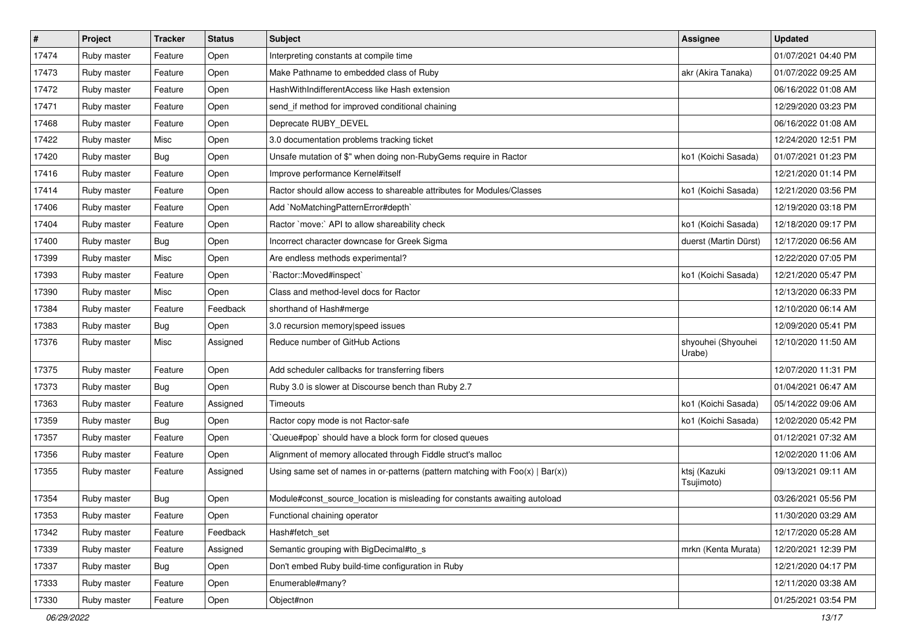| # | Project | Tracker | Status | Subject | Assignee | Updated |
| --- | --- | --- | --- | --- | --- | --- |
| 17474 | Ruby master | Feature | Open | Interpreting constants at compile time | | 01/07/2021 04:40 PM |
| 17473 | Ruby master | Feature | Open | Make Pathname to embedded class of Ruby | akr (Akira Tanaka) | 01/07/2022 09:25 AM |
| 17472 | Ruby master | Feature | Open | HashWithIndifferentAccess like Hash extension | | 06/16/2022 01:08 AM |
| 17471 | Ruby master | Feature | Open | send_if method for improved conditional chaining | | 12/29/2020 03:23 PM |
| 17468 | Ruby master | Feature | Open | Deprecate RUBY_DEVEL | | 06/16/2022 01:08 AM |
| 17422 | Ruby master | Misc | Open | 3.0 documentation problems tracking ticket | | 12/24/2020 12:51 PM |
| 17420 | Ruby master | Bug | Open | Unsafe mutation of $" when doing non-RubyGems require in Ractor | ko1 (Koichi Sasada) | 01/07/2021 01:23 PM |
| 17416 | Ruby master | Feature | Open | Improve performance Kernel#itself | | 12/21/2020 01:14 PM |
| 17414 | Ruby master | Feature | Open | Ractor should allow access to shareable attributes for Modules/Classes | ko1 (Koichi Sasada) | 12/21/2020 03:56 PM |
| 17406 | Ruby master | Feature | Open | Add `NoMatchingPatternError#depth` | | 12/19/2020 03:18 PM |
| 17404 | Ruby master | Feature | Open | Ractor `move:` API to allow shareability check | ko1 (Koichi Sasada) | 12/18/2020 09:17 PM |
| 17400 | Ruby master | Bug | Open | Incorrect character downcase for Greek Sigma | duerst (Martin Dürst) | 12/17/2020 06:56 AM |
| 17399 | Ruby master | Misc | Open | Are endless methods experimental? | | 12/22/2020 07:05 PM |
| 17393 | Ruby master | Feature | Open | `Ractor::Moved#inspect` | ko1 (Koichi Sasada) | 12/21/2020 05:47 PM |
| 17390 | Ruby master | Misc | Open | Class and method-level docs for Ractor | | 12/13/2020 06:33 PM |
| 17384 | Ruby master | Feature | Feedback | shorthand of Hash#merge | | 12/10/2020 06:14 AM |
| 17383 | Ruby master | Bug | Open | 3.0 recursion memory\|speed issues | | 12/09/2020 05:41 PM |
| 17376 | Ruby master | Misc | Assigned | Reduce number of GitHub Actions | shyouhei (Shyouhei Urabe) | 12/10/2020 11:50 AM |
| 17375 | Ruby master | Feature | Open | Add scheduler callbacks for transferring fibers | | 12/07/2020 11:31 PM |
| 17373 | Ruby master | Bug | Open | Ruby 3.0 is slower at Discourse bench than Ruby 2.7 | | 01/04/2021 06:47 AM |
| 17363 | Ruby master | Feature | Assigned | Timeouts | ko1 (Koichi Sasada) | 05/14/2022 09:06 AM |
| 17359 | Ruby master | Bug | Open | Ractor copy mode is not Ractor-safe | ko1 (Koichi Sasada) | 12/02/2020 05:42 PM |
| 17357 | Ruby master | Feature | Open | `Queue#pop` should have a block form for closed queues | | 01/12/2021 07:32 AM |
| 17356 | Ruby master | Feature | Open | Alignment of memory allocated through Fiddle struct's malloc | | 12/02/2020 11:06 AM |
| 17355 | Ruby master | Feature | Assigned | Using same set of names in or-patterns (pattern matching with Foo(x) \| Bar(x)) | ktsj (Kazuki Tsujimoto) | 09/13/2021 09:11 AM |
| 17354 | Ruby master | Bug | Open | Module#const_source_location is misleading for constants awaiting autoload | | 03/26/2021 05:56 PM |
| 17353 | Ruby master | Feature | Open | Functional chaining operator | | 11/30/2020 03:29 AM |
| 17342 | Ruby master | Feature | Feedback | Hash#fetch_set | | 12/17/2020 05:28 AM |
| 17339 | Ruby master | Feature | Assigned | Semantic grouping with BigDecimal#to_s | mrkn (Kenta Murata) | 12/20/2021 12:39 PM |
| 17337 | Ruby master | Bug | Open | Don't embed Ruby build-time configuration in Ruby | | 12/21/2020 04:17 PM |
| 17333 | Ruby master | Feature | Open | Enumerable#many? | | 12/11/2020 03:38 AM |
| 17330 | Ruby master | Feature | Open | Object#non | | 01/25/2021 03:54 PM |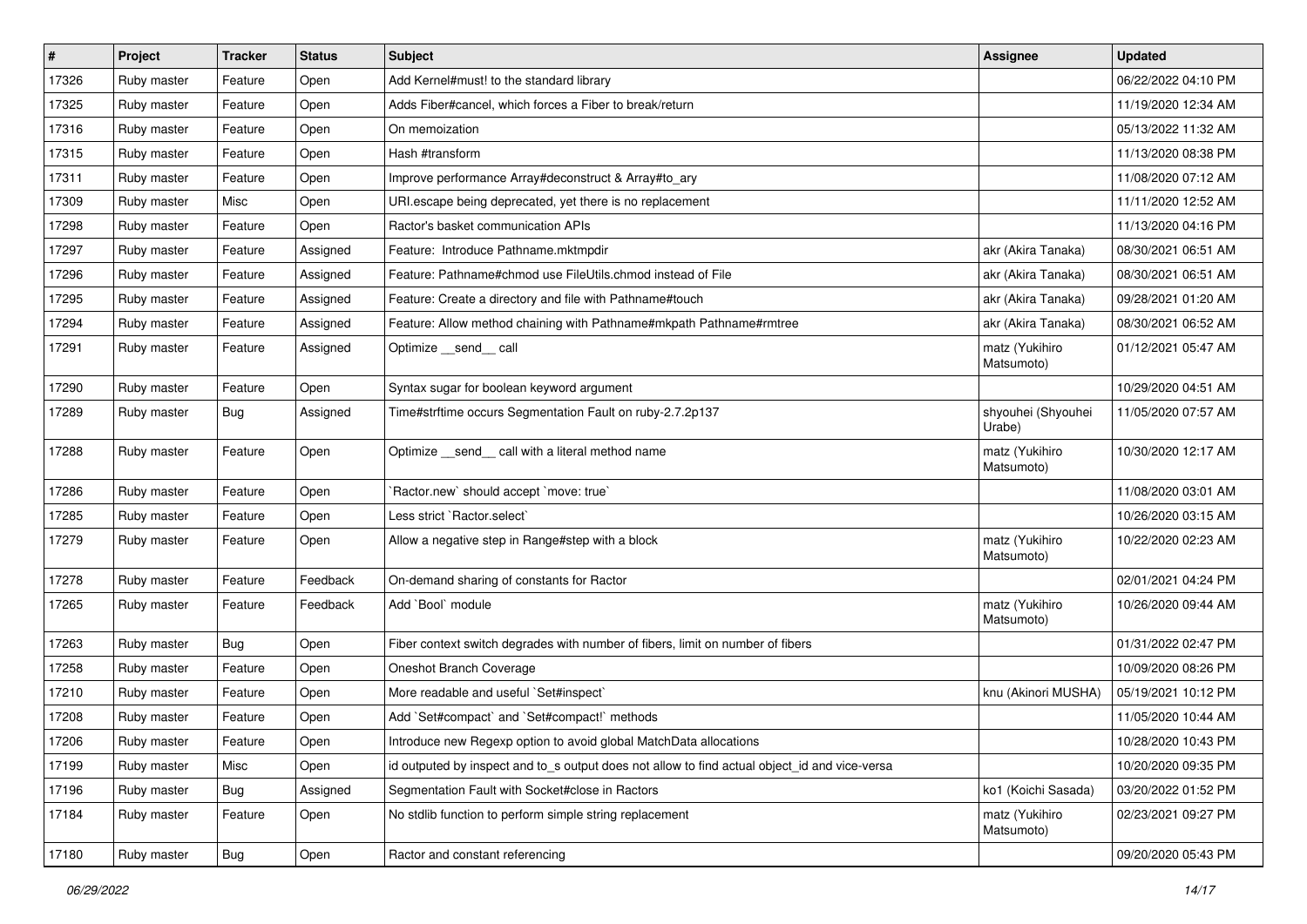| # | Project | Tracker | Status | Subject | Assignee | Updated |
|---|---|---|---|---|---|---|
| 17326 | Ruby master | Feature | Open | Add Kernel#must! to the standard library | | 06/22/2022 04:10 PM |
| 17325 | Ruby master | Feature | Open | Adds Fiber#cancel, which forces a Fiber to break/return | | 11/19/2020 12:34 AM |
| 17316 | Ruby master | Feature | Open | On memoization | | 05/13/2022 11:32 AM |
| 17315 | Ruby master | Feature | Open | Hash #transform | | 11/13/2020 08:38 PM |
| 17311 | Ruby master | Feature | Open | Improve performance Array#deconstruct & Array#to_ary | | 11/08/2020 07:12 AM |
| 17309 | Ruby master | Misc | Open | URI.escape being deprecated, yet there is no replacement | | 11/11/2020 12:52 AM |
| 17298 | Ruby master | Feature | Open | Ractor's basket communication APIs | | 11/13/2020 04:16 PM |
| 17297 | Ruby master | Feature | Assigned | Feature: Introduce Pathname.mktmpdir | akr (Akira Tanaka) | 08/30/2021 06:51 AM |
| 17296 | Ruby master | Feature | Assigned | Feature: Pathname#chmod use FileUtils.chmod instead of File | akr (Akira Tanaka) | 08/30/2021 06:51 AM |
| 17295 | Ruby master | Feature | Assigned | Feature: Create a directory and file with Pathname#touch | akr (Akira Tanaka) | 09/28/2021 01:20 AM |
| 17294 | Ruby master | Feature | Assigned | Feature: Allow method chaining with Pathname#mkpath Pathname#rmtree | akr (Akira Tanaka) | 08/30/2021 06:52 AM |
| 17291 | Ruby master | Feature | Assigned | Optimize __send__ call | matz (Yukihiro Matsumoto) | 01/12/2021 05:47 AM |
| 17290 | Ruby master | Feature | Open | Syntax sugar for boolean keyword argument | | 10/29/2020 04:51 AM |
| 17289 | Ruby master | Bug | Assigned | Time#strftime occurs Segmentation Fault on ruby-2.7.2p137 | shyouhei (Shyouhei Urabe) | 11/05/2020 07:57 AM |
| 17288 | Ruby master | Feature | Open | Optimize __send__ call with a literal method name | matz (Yukihiro Matsumoto) | 10/30/2020 12:17 AM |
| 17286 | Ruby master | Feature | Open | `Ractor.new` should accept `move: true` | | 11/08/2020 03:01 AM |
| 17285 | Ruby master | Feature | Open | Less strict `Ractor.select` | | 10/26/2020 03:15 AM |
| 17279 | Ruby master | Feature | Open | Allow a negative step in Range#step with a block | matz (Yukihiro Matsumoto) | 10/22/2020 02:23 AM |
| 17278 | Ruby master | Feature | Feedback | On-demand sharing of constants for Ractor | | 02/01/2021 04:24 PM |
| 17265 | Ruby master | Feature | Feedback | Add `Bool` module | matz (Yukihiro Matsumoto) | 10/26/2020 09:44 AM |
| 17263 | Ruby master | Bug | Open | Fiber context switch degrades with number of fibers, limit on number of fibers | | 01/31/2022 02:47 PM |
| 17258 | Ruby master | Feature | Open | Oneshot Branch Coverage | | 10/09/2020 08:26 PM |
| 17210 | Ruby master | Feature | Open | More readable and useful `Set#inspect` | knu (Akinori MUSHA) | 05/19/2021 10:12 PM |
| 17208 | Ruby master | Feature | Open | Add `Set#compact` and `Set#compact!` methods | | 11/05/2020 10:44 AM |
| 17206 | Ruby master | Feature | Open | Introduce new Regexp option to avoid global MatchData allocations | | 10/28/2020 10:43 PM |
| 17199 | Ruby master | Misc | Open | id outputed by inspect and to_s output does not allow to find actual object_id and vice-versa | | 10/20/2020 09:35 PM |
| 17196 | Ruby master | Bug | Assigned | Segmentation Fault with Socket#close in Ractors | ko1 (Koichi Sasada) | 03/20/2022 01:52 PM |
| 17184 | Ruby master | Feature | Open | No stdlib function to perform simple string replacement | matz (Yukihiro Matsumoto) | 02/23/2021 09:27 PM |
| 17180 | Ruby master | Bug | Open | Ractor and constant referencing | | 09/20/2020 05:43 PM |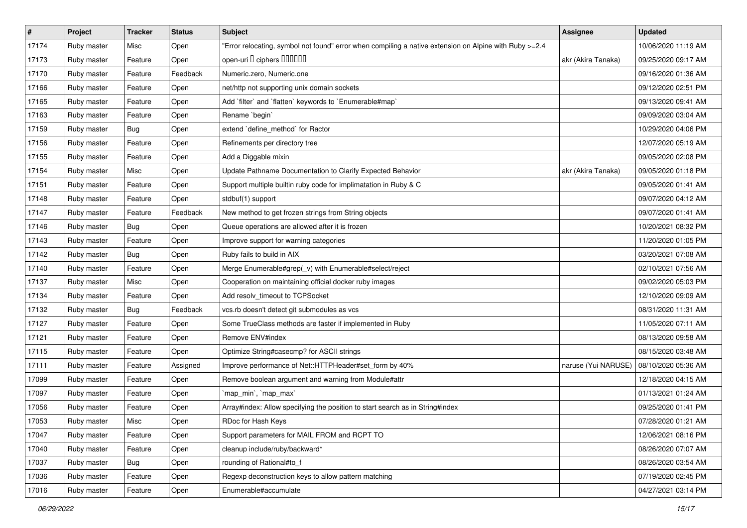| # | Project | Tracker | Status | Subject | Assignee | Updated |
|---|---|---|---|---|---|---|
| 17174 | Ruby master | Misc | Open | "Error relocating, symbol not found" error when compiling a native extension on Alpine with Ruby >=2.4 | | 10/06/2020 11:19 AM |
| 17173 | Ruby master | Feature | Open | open-uri � ciphers ������ | akr (Akira Tanaka) | 09/25/2020 09:17 AM |
| 17170 | Ruby master | Feature | Feedback | Numeric.zero, Numeric.one | | 09/16/2020 01:36 AM |
| 17166 | Ruby master | Feature | Open | net/http not supporting unix domain sockets | | 09/12/2020 02:51 PM |
| 17165 | Ruby master | Feature | Open | Add `filter` and `flatten` keywords to `Enumerable#map` | | 09/13/2020 09:41 AM |
| 17163 | Ruby master | Feature | Open | Rename `begin` | | 09/09/2020 03:04 AM |
| 17159 | Ruby master | Bug | Open | extend `define_method` for Ractor | | 10/29/2020 04:06 PM |
| 17156 | Ruby master | Feature | Open | Refinements per directory tree | | 12/07/2020 05:19 AM |
| 17155 | Ruby master | Feature | Open | Add a Diggable mixin | | 09/05/2020 02:08 PM |
| 17154 | Ruby master | Misc | Open | Update Pathname Documentation to Clarify Expected Behavior | akr (Akira Tanaka) | 09/05/2020 01:18 PM |
| 17151 | Ruby master | Feature | Open | Support multiple builtin ruby code for implimatation in Ruby & C | | 09/05/2020 01:41 AM |
| 17148 | Ruby master | Feature | Open | stdbuf(1) support | | 09/07/2020 04:12 AM |
| 17147 | Ruby master | Feature | Feedback | New method to get frozen strings from String objects | | 09/07/2020 01:41 AM |
| 17146 | Ruby master | Bug | Open | Queue operations are allowed after it is frozen | | 10/20/2021 08:32 PM |
| 17143 | Ruby master | Feature | Open | Improve support for warning categories | | 11/20/2020 01:05 PM |
| 17142 | Ruby master | Bug | Open | Ruby fails to build in AIX | | 03/20/2021 07:08 AM |
| 17140 | Ruby master | Feature | Open | Merge Enumerable#grep(_v) with Enumerable#select/reject | | 02/10/2021 07:56 AM |
| 17137 | Ruby master | Misc | Open | Cooperation on maintaining official docker ruby images | | 09/02/2020 05:03 PM |
| 17134 | Ruby master | Feature | Open | Add resolv_timeout to TCPSocket | | 12/10/2020 09:09 AM |
| 17132 | Ruby master | Bug | Feedback | vcs.rb doesn't detect git submodules as vcs | | 08/31/2020 11:31 AM |
| 17127 | Ruby master | Feature | Open | Some TrueClass methods are faster if implemented in Ruby | | 11/05/2020 07:11 AM |
| 17121 | Ruby master | Feature | Open | Remove ENV#index | | 08/13/2020 09:58 AM |
| 17115 | Ruby master | Feature | Open | Optimize String#casecmp? for ASCII strings | | 08/15/2020 03:48 AM |
| 17111 | Ruby master | Feature | Assigned | Improve performance of Net::HTTPHeader#set_form by 40% | naruse (Yui NARUSE) | 08/10/2020 05:36 AM |
| 17099 | Ruby master | Feature | Open | Remove boolean argument and warning from Module#attr | | 12/18/2020 04:15 AM |
| 17097 | Ruby master | Feature | Open | `map_min`, `map_max` | | 01/13/2021 01:24 AM |
| 17056 | Ruby master | Feature | Open | Array#index: Allow specifying the position to start search as in String#index | | 09/25/2020 01:41 PM |
| 17053 | Ruby master | Misc | Open | RDoc for Hash Keys | | 07/28/2020 01:21 AM |
| 17047 | Ruby master | Feature | Open | Support parameters for MAIL FROM and RCPT TO | | 12/06/2021 08:16 PM |
| 17040 | Ruby master | Feature | Open | cleanup include/ruby/backward* | | 08/26/2020 07:07 AM |
| 17037 | Ruby master | Bug | Open | rounding of Rational#to_f | | 08/26/2020 03:54 AM |
| 17036 | Ruby master | Feature | Open | Regexp deconstruction keys to allow pattern matching | | 07/19/2020 02:45 PM |
| 17016 | Ruby master | Feature | Open | Enumerable#accumulate | | 04/27/2021 03:14 PM |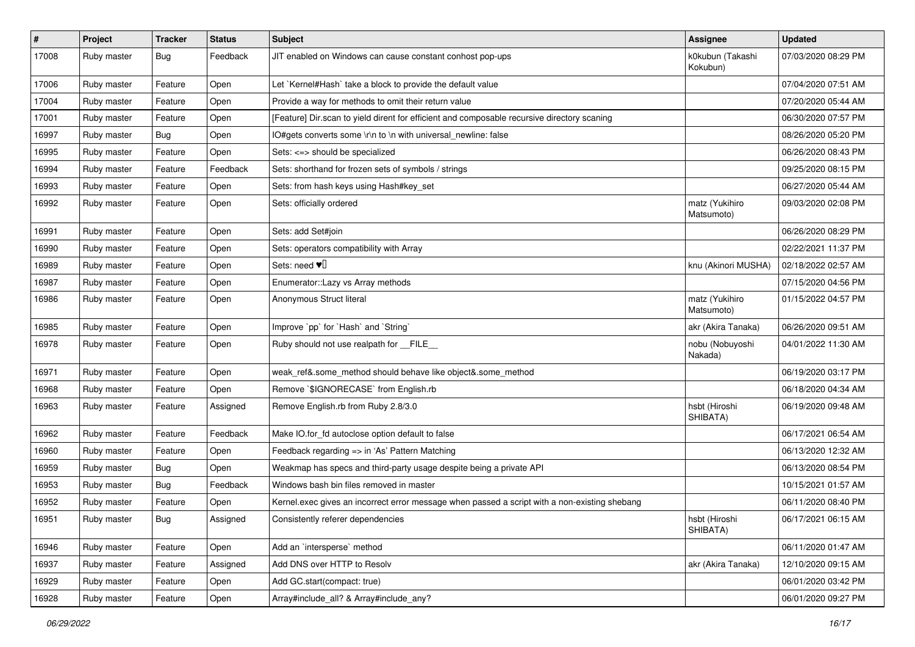| # | Project | Tracker | Status | Subject | Assignee | Updated |
|---|---|---|---|---|---|---|
| 17008 | Ruby master | Bug | Feedback | JIT enabled on Windows can cause constant conhost pop-ups | k0kubun (Takashi Kokubun) | 07/03/2020 08:29 PM |
| 17006 | Ruby master | Feature | Open | Let `Kernel#Hash` take a block to provide the default value | | 07/04/2020 07:51 AM |
| 17004 | Ruby master | Feature | Open | Provide a way for methods to omit their return value | | 07/20/2020 05:44 AM |
| 17001 | Ruby master | Feature | Open | [Feature] Dir.scan to yield dirent for efficient and composable recursive directory scaning | | 06/30/2020 07:57 PM |
| 16997 | Ruby master | Bug | Open | IO#gets converts some \r\n to \n with universal_newline: false | | 08/26/2020 05:20 PM |
| 16995 | Ruby master | Feature | Open | Sets: <=> should be specialized | | 06/26/2020 08:43 PM |
| 16994 | Ruby master | Feature | Feedback | Sets: shorthand for frozen sets of symbols / strings | | 09/25/2020 08:15 PM |
| 16993 | Ruby master | Feature | Open | Sets: from hash keys using Hash#key_set | | 06/27/2020 05:44 AM |
| 16992 | Ruby master | Feature | Open | Sets: officially ordered | matz (Yukihiro Matsumoto) | 09/03/2020 02:08 PM |
| 16991 | Ruby master | Feature | Open | Sets: add Set#join | | 06/26/2020 08:29 PM |
| 16990 | Ruby master | Feature | Open | Sets: operators compatibility with Array | | 02/22/2021 11:37 PM |
| 16989 | Ruby master | Feature | Open | Sets: need ♥️ | knu (Akinori MUSHA) | 02/18/2022 02:57 AM |
| 16987 | Ruby master | Feature | Open | Enumerator::Lazy vs Array methods | | 07/15/2020 04:56 PM |
| 16986 | Ruby master | Feature | Open | Anonymous Struct literal | matz (Yukihiro Matsumoto) | 01/15/2022 04:57 PM |
| 16985 | Ruby master | Feature | Open | Improve `pp` for `Hash` and `String` | akr (Akira Tanaka) | 06/26/2020 09:51 AM |
| 16978 | Ruby master | Feature | Open | Ruby should not use realpath for __FILE__ | nobu (Nobuyoshi Nakada) | 04/01/2022 11:30 AM |
| 16971 | Ruby master | Feature | Open | weak_ref&.some_method should behave like object&.some_method | | 06/19/2020 03:17 PM |
| 16968 | Ruby master | Feature | Open | Remove `$IGNORECASE` from English.rb | | 06/18/2020 04:34 AM |
| 16963 | Ruby master | Feature | Assigned | Remove English.rb from Ruby 2.8/3.0 | hsbt (Hiroshi SHIBATA) | 06/19/2020 09:48 AM |
| 16962 | Ruby master | Feature | Feedback | Make IO.for_fd autoclose option default to false | | 06/17/2021 06:54 AM |
| 16960 | Ruby master | Feature | Open | Feedback regarding => in 'As' Pattern Matching | | 06/13/2020 12:32 AM |
| 16959 | Ruby master | Bug | Open | Weakmap has specs and third-party usage despite being a private API | | 06/13/2020 08:54 PM |
| 16953 | Ruby master | Bug | Feedback | Windows bash bin files removed in master | | 10/15/2021 01:57 AM |
| 16952 | Ruby master | Feature | Open | Kernel.exec gives an incorrect error message when passed a script with a non-existing shebang | | 06/11/2020 08:40 PM |
| 16951 | Ruby master | Bug | Assigned | Consistently referer dependencies | hsbt (Hiroshi SHIBATA) | 06/17/2021 06:15 AM |
| 16946 | Ruby master | Feature | Open | Add an `intersperse` method | | 06/11/2020 01:47 AM |
| 16937 | Ruby master | Feature | Assigned | Add DNS over HTTP to Resolv | akr (Akira Tanaka) | 12/10/2020 09:15 AM |
| 16929 | Ruby master | Feature | Open | Add GC.start(compact: true) | | 06/01/2020 03:42 PM |
| 16928 | Ruby master | Feature | Open | Array#include_all? & Array#include_any? | | 06/01/2020 09:27 PM |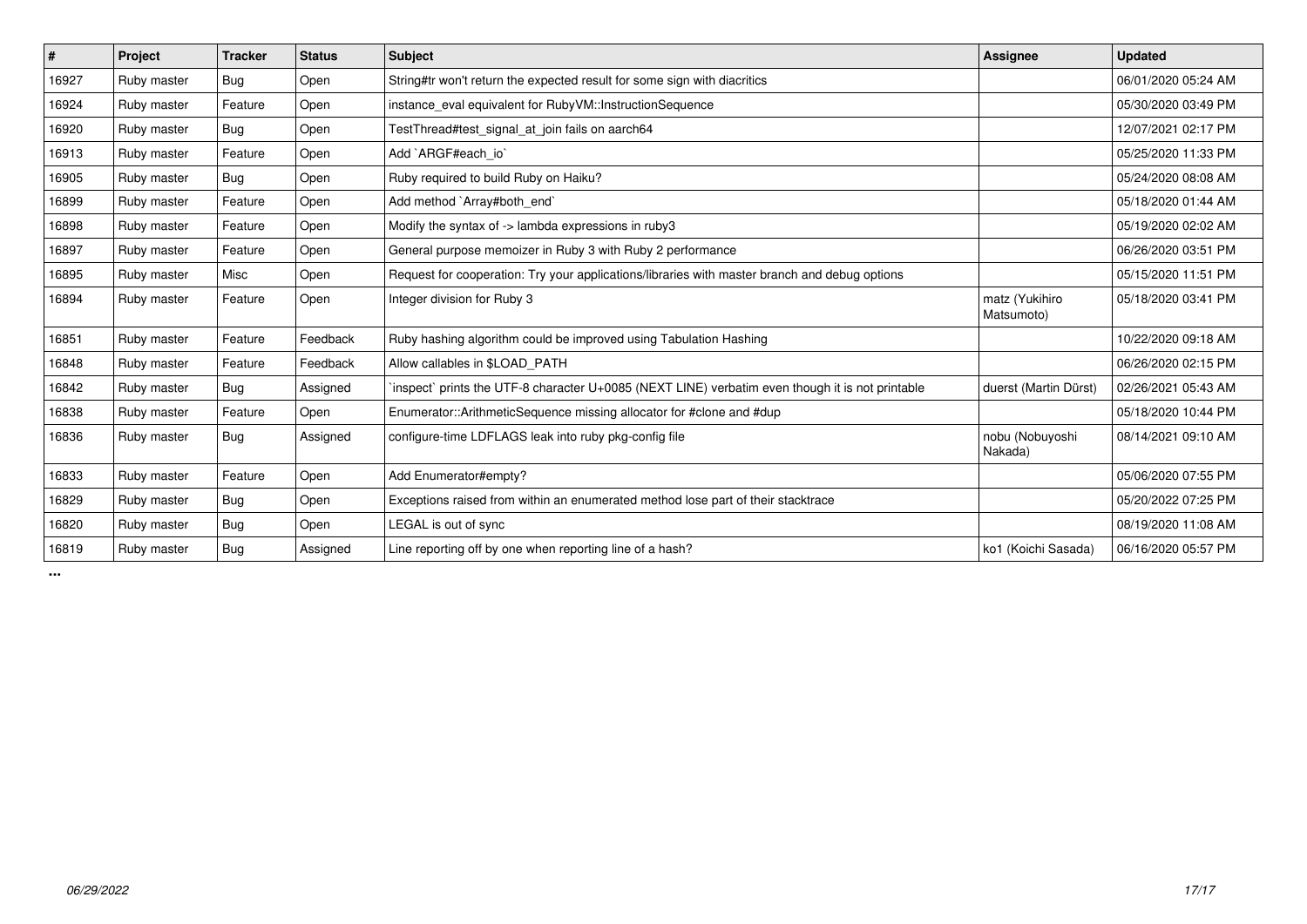| # | Project | Tracker | Status | Subject | Assignee | Updated |
|---|---|---|---|---|---|---|
| 16927 | Ruby master | Bug | Open | String#tr won't return the expected result for some sign with diacritics | | 06/01/2020 05:24 AM |
| 16924 | Ruby master | Feature | Open | instance_eval equivalent for RubyVM::InstructionSequence | | 05/30/2020 03:49 PM |
| 16920 | Ruby master | Bug | Open | TestThread#test_signal_at_join fails on aarch64 | | 12/07/2021 02:17 PM |
| 16913 | Ruby master | Feature | Open | Add `ARGF#each_io` | | 05/25/2020 11:33 PM |
| 16905 | Ruby master | Bug | Open | Ruby required to build Ruby on Haiku? | | 05/24/2020 08:08 AM |
| 16899 | Ruby master | Feature | Open | Add method `Array#both_end` | | 05/18/2020 01:44 AM |
| 16898 | Ruby master | Feature | Open | Modify the syntax of -> lambda expressions in ruby3 | | 05/19/2020 02:02 AM |
| 16897 | Ruby master | Feature | Open | General purpose memoizer in Ruby 3 with Ruby 2 performance | | 06/26/2020 03:51 PM |
| 16895 | Ruby master | Misc | Open | Request for cooperation: Try your applications/libraries with master branch and debug options | | 05/15/2020 11:51 PM |
| 16894 | Ruby master | Feature | Open | Integer division for Ruby 3 | matz (Yukihiro Matsumoto) | 05/18/2020 03:41 PM |
| 16851 | Ruby master | Feature | Feedback | Ruby hashing algorithm could be improved using Tabulation Hashing | | 10/22/2020 09:18 AM |
| 16848 | Ruby master | Feature | Feedback | Allow callables in $LOAD_PATH | | 06/26/2020 02:15 PM |
| 16842 | Ruby master | Bug | Assigned | `inspect` prints the UTF-8 character U+0085 (NEXT LINE) verbatim even though it is not printable | duerst (Martin Dürst) | 02/26/2021 05:43 AM |
| 16838 | Ruby master | Feature | Open | Enumerator::ArithmeticSequence missing allocator for #clone and #dup | | 05/18/2020 10:44 PM |
| 16836 | Ruby master | Bug | Assigned | configure-time LDFLAGS leak into ruby pkg-config file | nobu (Nobuyoshi Nakada) | 08/14/2021 09:10 AM |
| 16833 | Ruby master | Feature | Open | Add Enumerator#empty? | | 05/06/2020 07:55 PM |
| 16829 | Ruby master | Bug | Open | Exceptions raised from within an enumerated method lose part of their stacktrace | | 05/20/2022 07:25 PM |
| 16820 | Ruby master | Bug | Open | LEGAL is out of sync | | 08/19/2020 11:08 AM |
| 16819 | Ruby master | Bug | Assigned | Line reporting off by one when reporting line of a hash? | ko1 (Koichi Sasada) | 06/16/2020 05:57 PM |

...